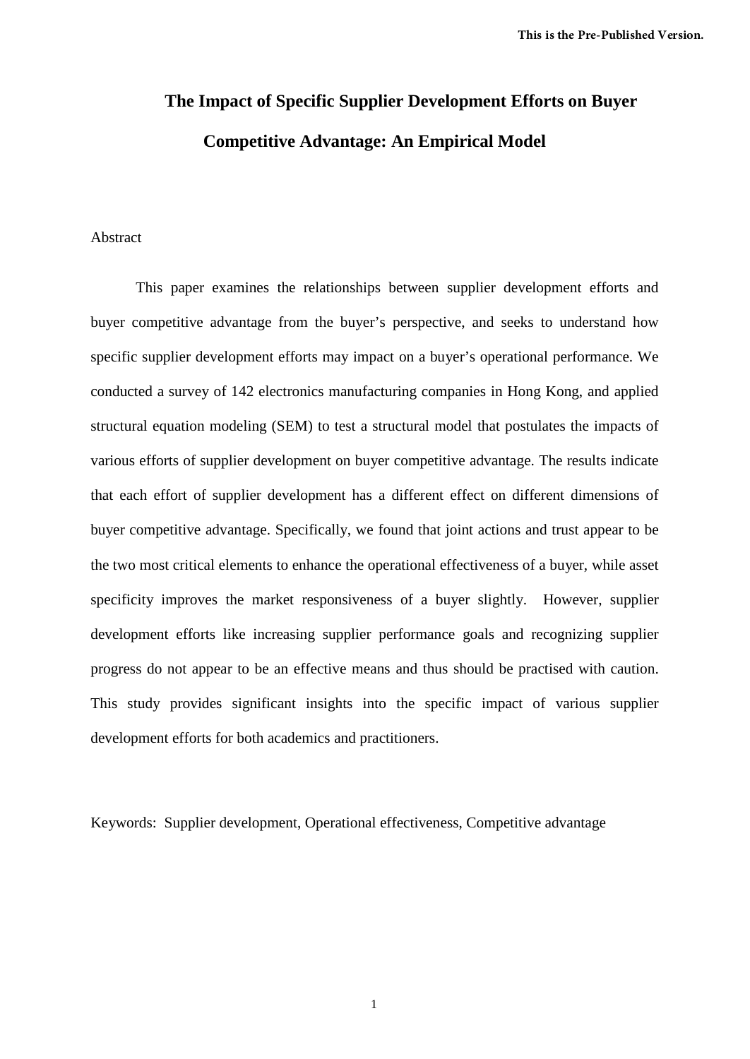This is the Pre-Published Version.

# The Impact of Specific Supplier Development Efforts on Buyer Competitive Advantage: An Empirical Model

Abstract

This paper examines the relationships between supplier development efforts and buyer competitive advantage from the buyer's perspective, and seeks to understand how specific supplier development efforts may impact on a buyer's operational performance. We conducted a survey of 142 electronics manufacturing companies in Hong Kong, and applied structural equation modeling (SEM) to test a structural model that postulates the impacts of various efforts of supplier development on buyer competitive advantage. The results indicate that each effort of supplier development has a different effect on different dimensions of buyer competitive advantage. Specifically, we found that joint actions and trust appear to be the two most critical elements to enhance the operational effectiveness of a buyer, while asset specificity improves the market responsiveness of a buyer slightly. However, supplier development efforts like increasing supplier performance goals and recognizing supplier progress do not appear to be an effective means and thus should be practised with caution. This study provides significant insights into the specific impact of various supplier development efforts for both academics and practitioners.

Keywords: Supplier development, Operational effectiveness, Competitive advantage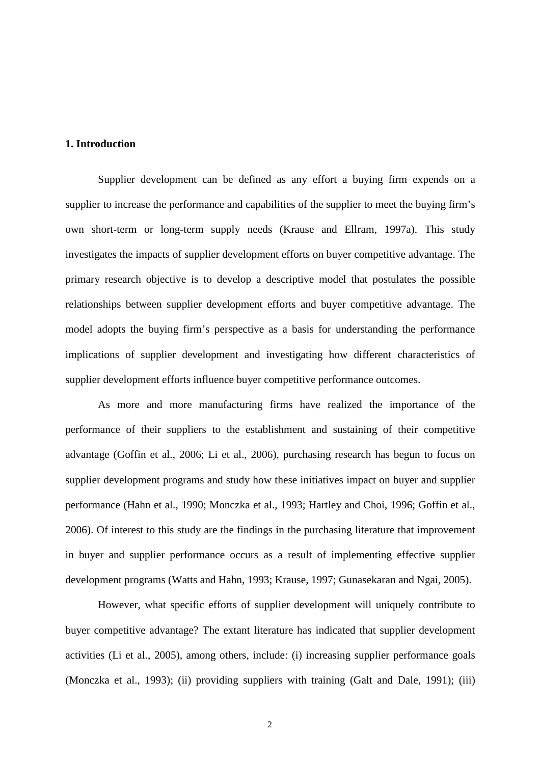## 1. Introduction

Supplier development can be defined as any effort a buying firm expends on a supplier to increase the performance and capabilities of the supplier to meet the buying firm's own short-term or long-term supply needs (Krause and Ellram, 1997a). This study investigates the impacts of supplier development efforts on buyer competitive advantage. The primary research objective is to develop a descriptive model that postulates the possible relationships between supplier development efforts and buyer competitive advantage. The model adopts the buying firm's perspective as a basis for understanding the performance implications of supplier development and investigating how different characteristics of supplier development efforts influence buyer competitive performance outcomes.

As more and more manufacturing firms have realized the importance of the performance of their suppliers to the establishment and sustaining of their competitive advantage (Goffin et al., 2006; Li et al., 2006), purchasing research has begun to focus on supplier development programs and study how these initiatives impact on buyer and supplier performance (Hahn et al., 1990; Monczka et al., 1993; Hartley and Choi, 1996; Goffin et al., 2006). Of interest to this study are the findings in the purchasing literature that improvement in buyer and supplier performance occurs as a result of implementing effective supplier development programs (Watts and Hahn, 1993; Krause, 1997; Gunasekaran and Ngai, 2005).

However, what specific efforts of supplier development will uniquely contribute to buyer competitive advantage? The extant literature has indicated that supplier development activities (Li et al., 2005), among others, include: (i) increasing supplier performance goals (Monczka et al., 1993); (ii) providing suppliers with training (Galt and Dale, 1991); (iii)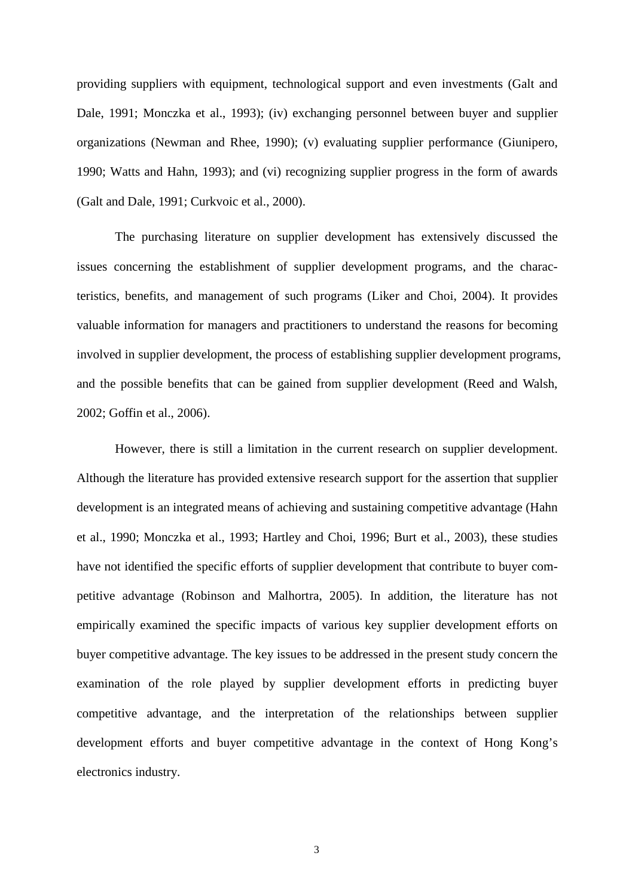providing suppliers with equipment, technological support and even investments (Galt and Dale, 1991; Monczka et al., 1993); (iv) exchanging personnel between buyer and supplier organizations (Newman and Rhee, 1990); (v) evaluating supplier performance (Giunipero, 1990; Watts and Hahn, 1993); and (vi) recognizing supplier progress in the form of awards (Galt and Dale, 1991; Curkvoic et al., 2000).

The purchasing literature on supplier development has extensively discussed the issues concerning the establishment of supplier development programs, and the characteristics, benefits, and management of such programs (Liker and Choi, 2004). It provides valuable information for managers and practitioners to understand the reasons for becoming involved in supplier development, the process of establishing supplier development programs, and the possible benefits that can be gained from supplier development (Reed and Walsh, 2002; Goffin et al., 2006).

However, there is still a limitation in the current research on supplier development. Although the literature has provided extensive research support for the assertion that supplier development is an integrated means of achieving and sustaining competitive advantage (Hahn et al., 1990; Monczka et al., 1993; Hartley and Choi, 1996; Burt et al., 2003), these studies have not identified the specific efforts of supplier development that contribute to buyer competitive advantage (Robinson and Malhortra, 2005). In addition, the literature has not empirically examined the specific impacts of various key supplier development efforts on buyer competitive advantage. The key issues to be addressed in the present study concern the examination of the role played by supplier development efforts in predicting buyer competitive advantage, and the interpretation of the relationships between supplier development efforts and buyer competitive advantage in the context of Hong Kong's electronics industry.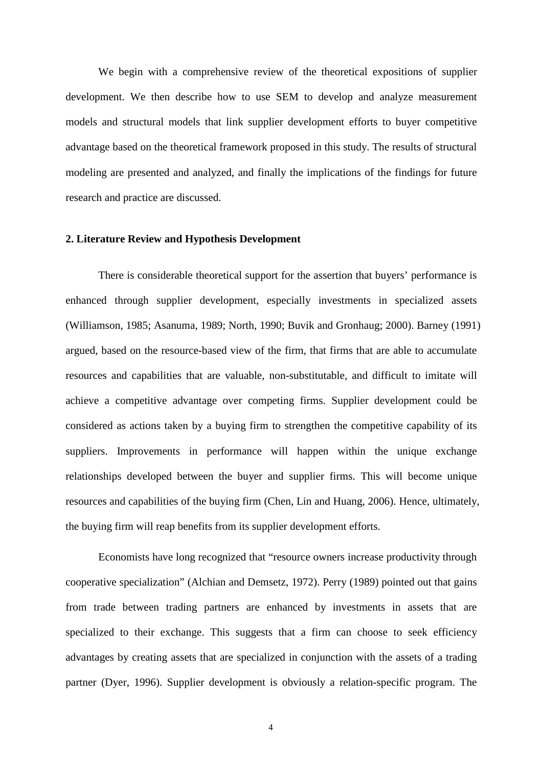We begin with a comprehensive review of the theoretical expositions of supplier development. We then describe how to use SEM to develop and analyze measurement models and structural models that link supplier development efforts to buyer competitive advantage based on the theoretical framework proposed in this study. The results of structural modeling are presented and analyzed, and finally the implications of the findings for future research and practice are discussed.

## 2. Literature Review and Hypothesis Development

There is considerable theoretical support for the assertion that buyers' performance is enhanced through supplier development, especially investments in specialized assets (Williamson, 1985; Asanuma, 1989; North, 1990; Buvik and Gronhaug; 2000). Barney (1991) argued, based on the resource-based view of the firm, that firms that are able to accumulate resources and capabilities that are valuable, non-substitutable, and difficult to imitate will achieve a competitive advantage over competing firms. Supplier development could be considered as actions taken by a buying firm to strengthen the competitive capability of its suppliers. Improvements in performance will happen within the unique exchange relationships developed between the buyer and supplier firms. This will become unique resources and capabilities of the buying firm (Chen, Lin and Huang, 2006). Hence, ultimately, the buying firm will reap benefits from its supplier development efforts.

Economists have long recognized that "resource owners increase productivity through cooperative specialization" (Alchian and Demsetz, 1972). Perry (1989) pointed out that gains from trade between trading partners are enhanced by investments in assets that are specialized to their exchange. This suggests that a firm can choose to seek efficiency advantages by creating assets that are specialized in conjunction with the assets of a trading partner (Dyer, 1996). Supplier development is obviously a relation-specific program. The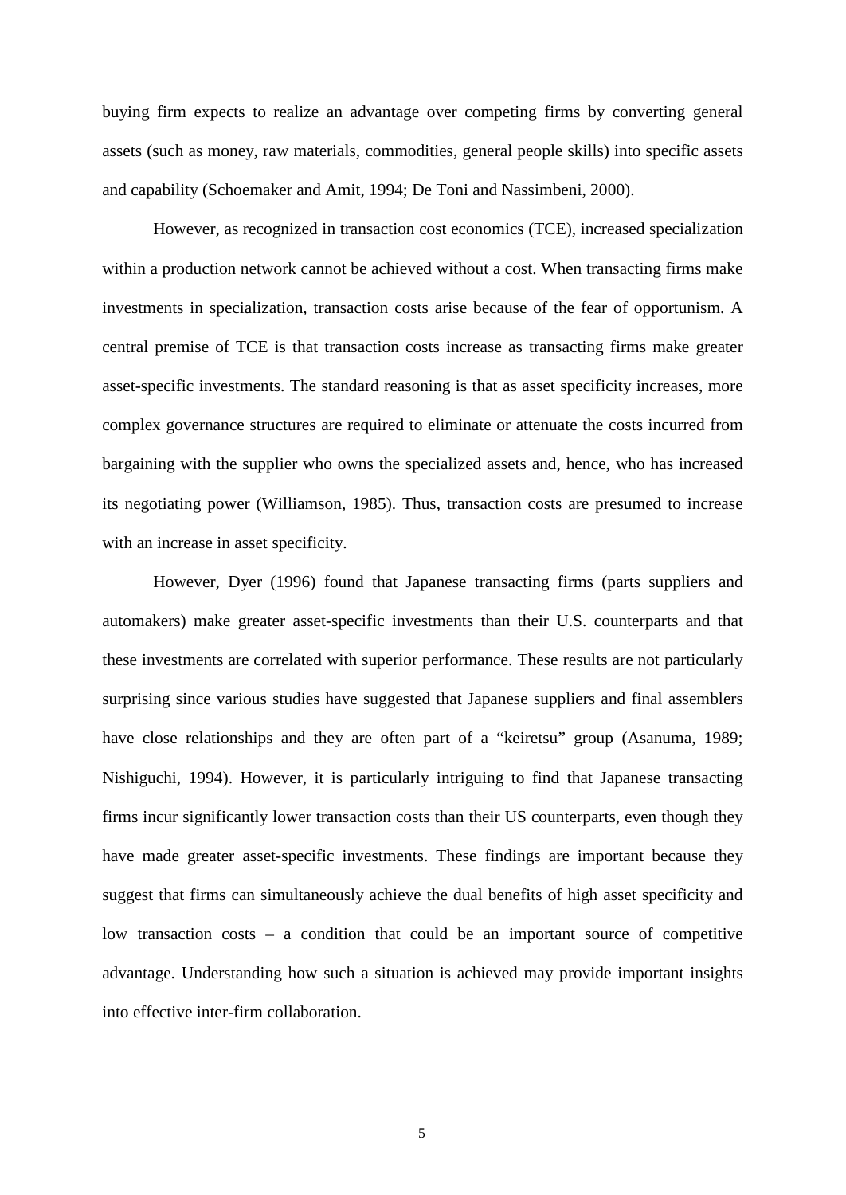buying firm expects to realize an advantage over competing firms by converting general assets (such as money, raw materials, commodities, general people skills) into specific assets and capability (Schoemaker and Amit, 1994; De Toni and Nassimbeni, 2000).

However, as recognized in transaction cost economics (TCE), increased specialization within a production network cannot be achieved without a cost. When transacting firms make investments in specialization, transaction costs arise because of the fear of opportunism. A central premise of TCE is that transaction costs increase as transacting firms make greater asset-specific investments. The standard reasoning is that as asset specificity increases, more complex governance structures are required to eliminate or attenuate the costs incurred from bargaining with the supplier who owns the specialized assets and, hence, who has increased its negotiating power (Williamson, 1985). Thus, transaction costs are presumed to increase with an increase in asset specificity.

However, Dyer (1996) found that Japanese transacting firms (parts suppliers and automakers) make greater asset-specific investments than their U.S. counterparts and that these investments are correlated with superior performance. These results are not particularly surprising since various studies have suggested that Japanese suppliers and final assemblers have close relationships and they are often part of a "keiretsu" group (Asanuma, 1989; Nishiguchi, 1994). However, it is particularly intriguing to find that Japanese transacting firms incur significantly lower transaction costs than their US counterparts, even though they have made greater asset-specific investments. These findings are important because they suggest that firms can simultaneously achieve the dual benefits of high asset specificity and low transaction costs – a condition that could be an important source of competitive advantage. Understanding how such a situation is achieved may provide important insights into effective inter-firm collaboration.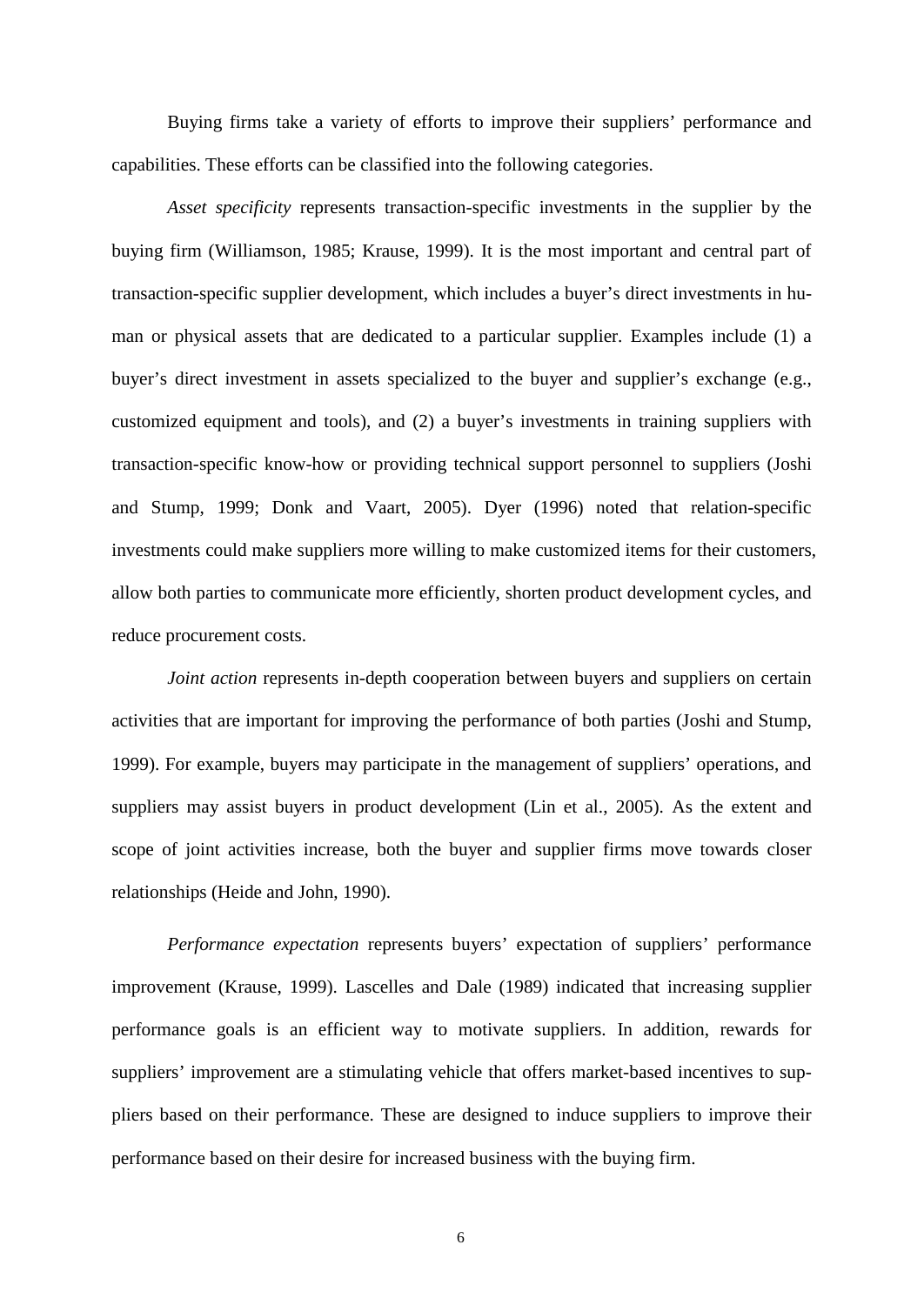Buying firms take a variety of efforts to improve their suppliers' performance and capabilities. These efforts can be classified into the following categories.

*Asset specificity* represents transaction-specific investments in the supplier by the buying firm (Williamson, 1985; Krause, 1999). It is the most important and central part of transaction-specific supplier development, which includes a buyer's direct investments in human or physical assets that are dedicated to a particular supplier. Examples include (1) a buyer's direct investment in assets specialized to the buyer and supplier's exchange (e.g., customized equipment and tools), and (2) a buyer's investments in training suppliers with transaction-specific know-how or providing technical support personnel to suppliers (Joshi and Stump, 1999; Donk and Vaart, 2005). Dyer (1996) noted that relation-specific investments could make suppliers more willing to make customized items for their customers, allow both parties to communicate more efficiently, shorten product development cycles, and reduce procurement costs.

*Joint action* represents in-depth cooperation between buyers and suppliers on certain activities that are important for improving the performance of both parties (Joshi and Stump, 1999). For example, buyers may participate in the management of suppliers' operations, and suppliers may assist buyers in product development (Lin et al., 2005). As the extent and scope of joint activities increase, both the buyer and supplier firms move towards closer relationships (Heide and John, 1990).

*Performance expectation* represents buyers' expectation of suppliers' performance improvement (Krause, 1999). Lascelles and Dale (1989) indicated that increasing supplier performance goals is an efficient way to motivate suppliers. In addition, rewards for suppliers' improvement are a stimulating vehicle that offers market-based incentives to suppliers based on their performance. These are designed to induce suppliers to improve their performance based on their desire for increased business with the buying firm.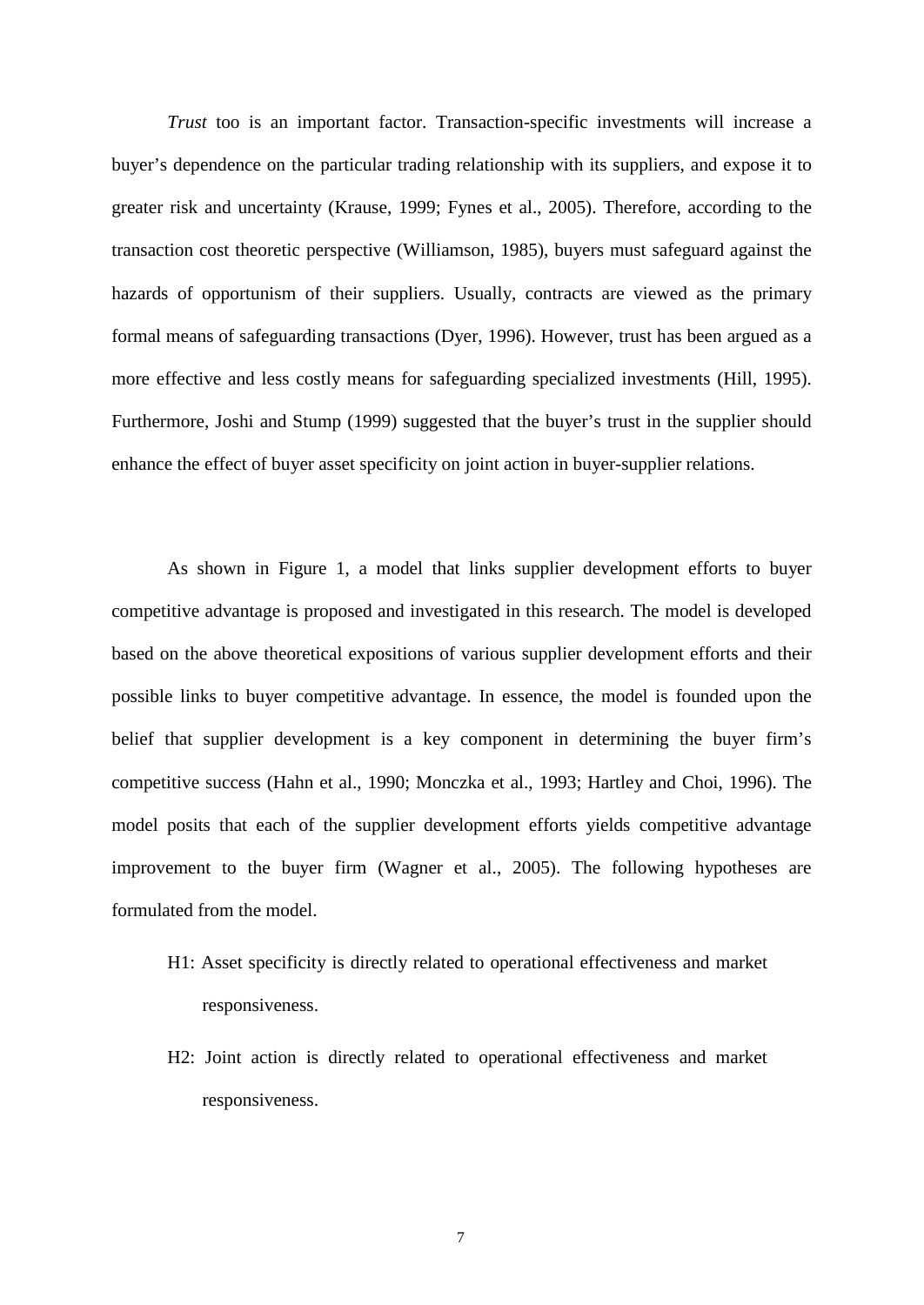*Trust* too is an important factor. Transaction-specific investments will increase a buyer's dependence on the particular trading relationship with its suppliers, and expose it to greater risk and uncertainty (Krause, 1999; Fynes et al., 2005). Therefore, according to the transaction cost theoretic perspective (Williamson, 1985), buyers must safeguard against the hazards of opportunism of their suppliers. Usually, contracts are viewed as the primary formal means of safeguarding transactions (Dyer, 1996). However, trust has been argued as a more effective and less costly means for safeguarding specialized investments (Hill, 1995). Furthermore, Joshi and Stump (1999) suggested that the buyer's trust in the supplier should enhance the effect of buyer asset specificity on joint action in buyer-supplier relations.

As shown in Figure 1, a model that links supplier development efforts to buyer competitive advantage is proposed and investigated in this research. The model is developed based on the above theoretical expositions of various supplier development efforts and their possible links to buyer competitive advantage. In essence, the model is founded upon the belief that supplier development is a key component in determining the buyer firm's competitive success (Hahn et al., 1990; Monczka et al., 1993; Hartley and Choi, 1996). The model posits that each of the supplier development efforts yields competitive advantage improvement to the buyer firm (Wagner et al., 2005). The following hypotheses are formulated from the model.

H1: Asset specificity is directly related to operational effectiveness and market responsiveness.

H2: Joint action is directly related to operational effectiveness and market responsiveness.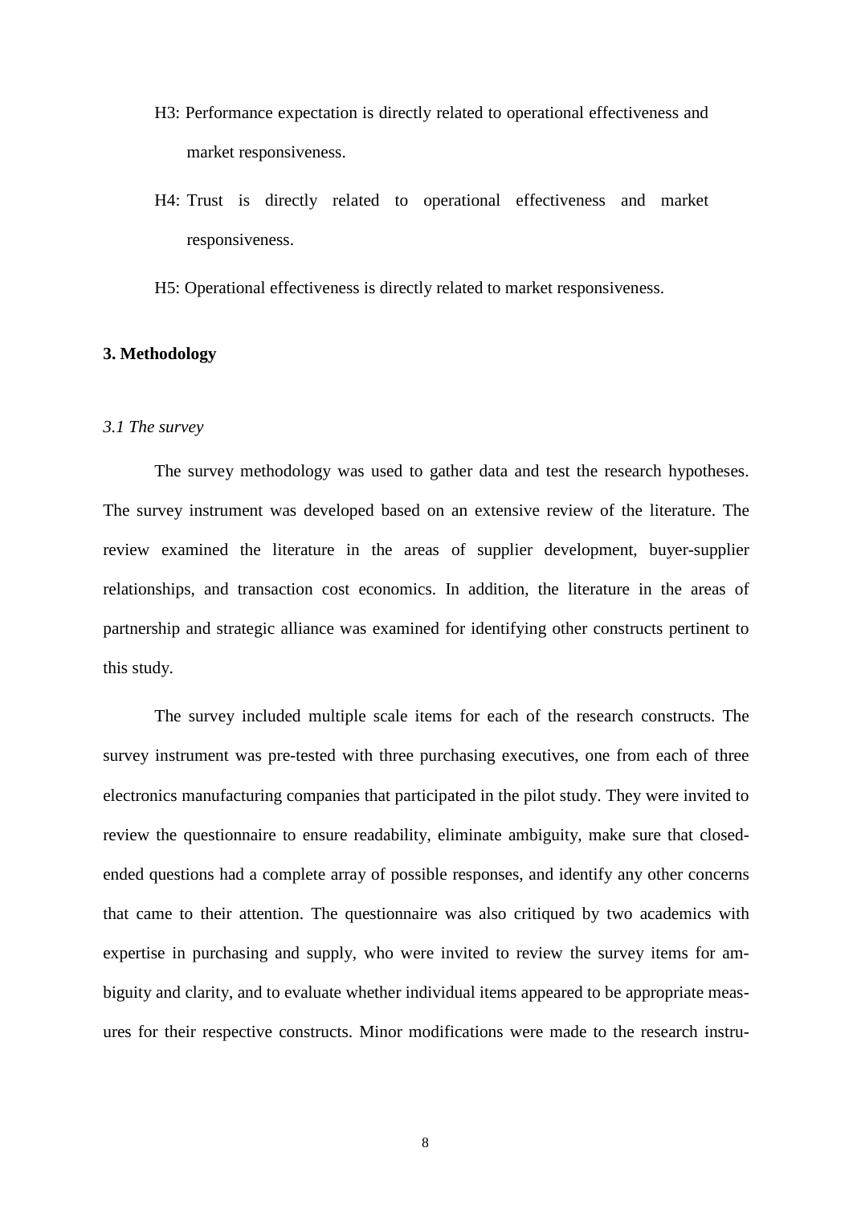H3: Performance expectation is directly related to operational effectiveness and market responsiveness.

H4: Trust is directly related to operational effectiveness and market responsiveness.

H5: Operational effectiveness is directly related to market responsiveness.

## 3. Methodology

### *3.1 The survey*

The survey methodology was used to gather data and test the research hypotheses. The survey instrument was developed based on an extensive review of the literature. The review examined the literature in the areas of supplier development, buyer-supplier relationships, and transaction cost economics. In addition, the literature in the areas of partnership and strategic alliance was examined for identifying other constructs pertinent to this study.

The survey included multiple scale items for each of the research constructs. The survey instrument was pre-tested with three purchasing executives, one from each of three electronics manufacturing companies that participated in the pilot study. They were invited to review the questionnaire to ensure readability, eliminate ambiguity, make sure that closed-ended questions had a complete array of possible responses, and identify any other concerns that came to their attention. The questionnaire was also critiqued by two academics with expertise in purchasing and supply, who were invited to review the survey items for ambiguity and clarity, and to evaluate whether individual items appeared to be appropriate measures for their respective constructs. Minor modifications were made to the research instru-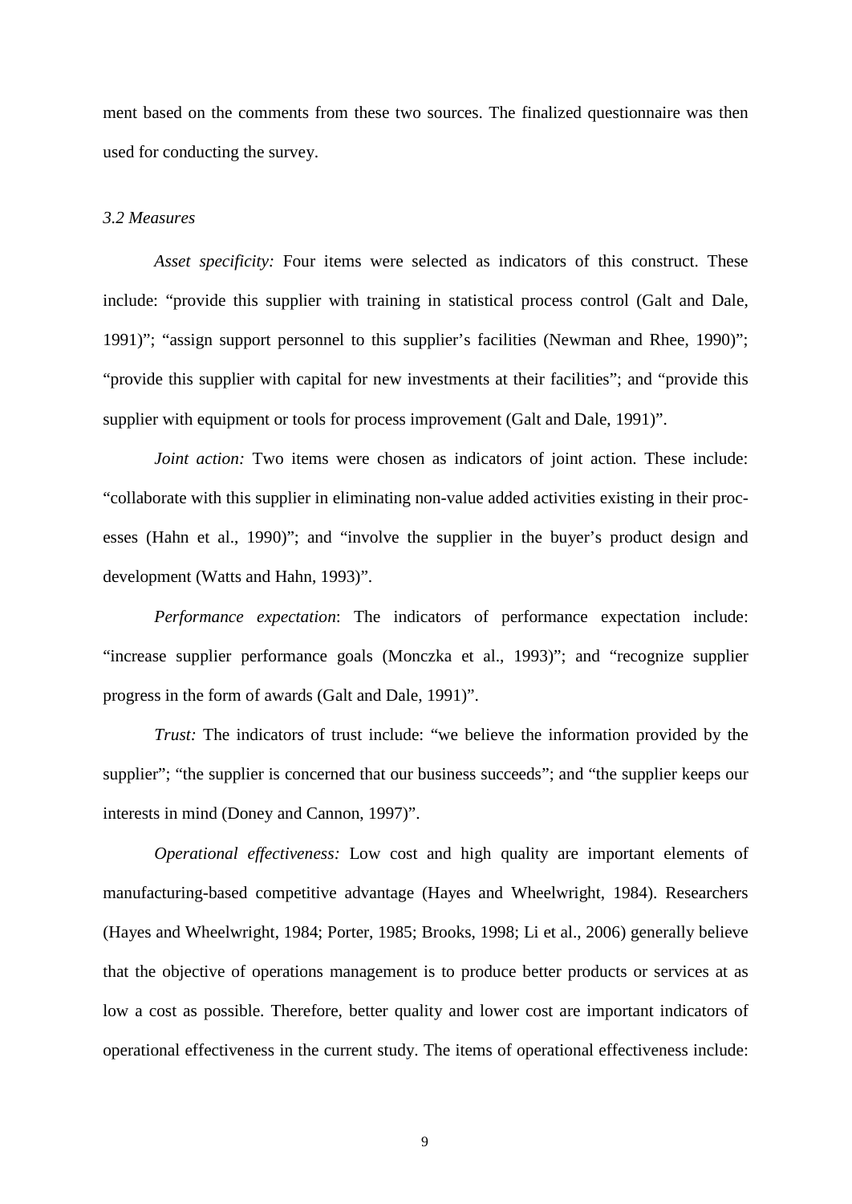ment based on the comments from these two sources. The finalized questionnaire was then used for conducting the survey.

### *3.2 Measures*

*Asset specificity:* Four items were selected as indicators of this construct. These include: "provide this supplier with training in statistical process control (Galt and Dale, 1991)"; "assign support personnel to this supplier's facilities (Newman and Rhee, 1990)"; "provide this supplier with capital for new investments at their facilities"; and "provide this supplier with equipment or tools for process improvement (Galt and Dale, 1991)".

*Joint action:* Two items were chosen as indicators of joint action. These include: "collaborate with this supplier in eliminating non-value added activities existing in their processes (Hahn et al., 1990)"; and "involve the supplier in the buyer's product design and development (Watts and Hahn, 1993)".

*Performance expectation*: The indicators of performance expectation include: "increase supplier performance goals (Monczka et al., 1993)"; and "recognize supplier progress in the form of awards (Galt and Dale, 1991)".

*Trust:* The indicators of trust include: "we believe the information provided by the supplier"; "the supplier is concerned that our business succeeds"; and "the supplier keeps our interests in mind (Doney and Cannon, 1997)".

*Operational effectiveness:* Low cost and high quality are important elements of manufacturing-based competitive advantage (Hayes and Wheelwright, 1984). Researchers (Hayes and Wheelwright, 1984; Porter, 1985; Brooks, 1998; Li et al., 2006) generally believe that the objective of operations management is to produce better products or services at as low a cost as possible. Therefore, better quality and lower cost are important indicators of operational effectiveness in the current study. The items of operational effectiveness include: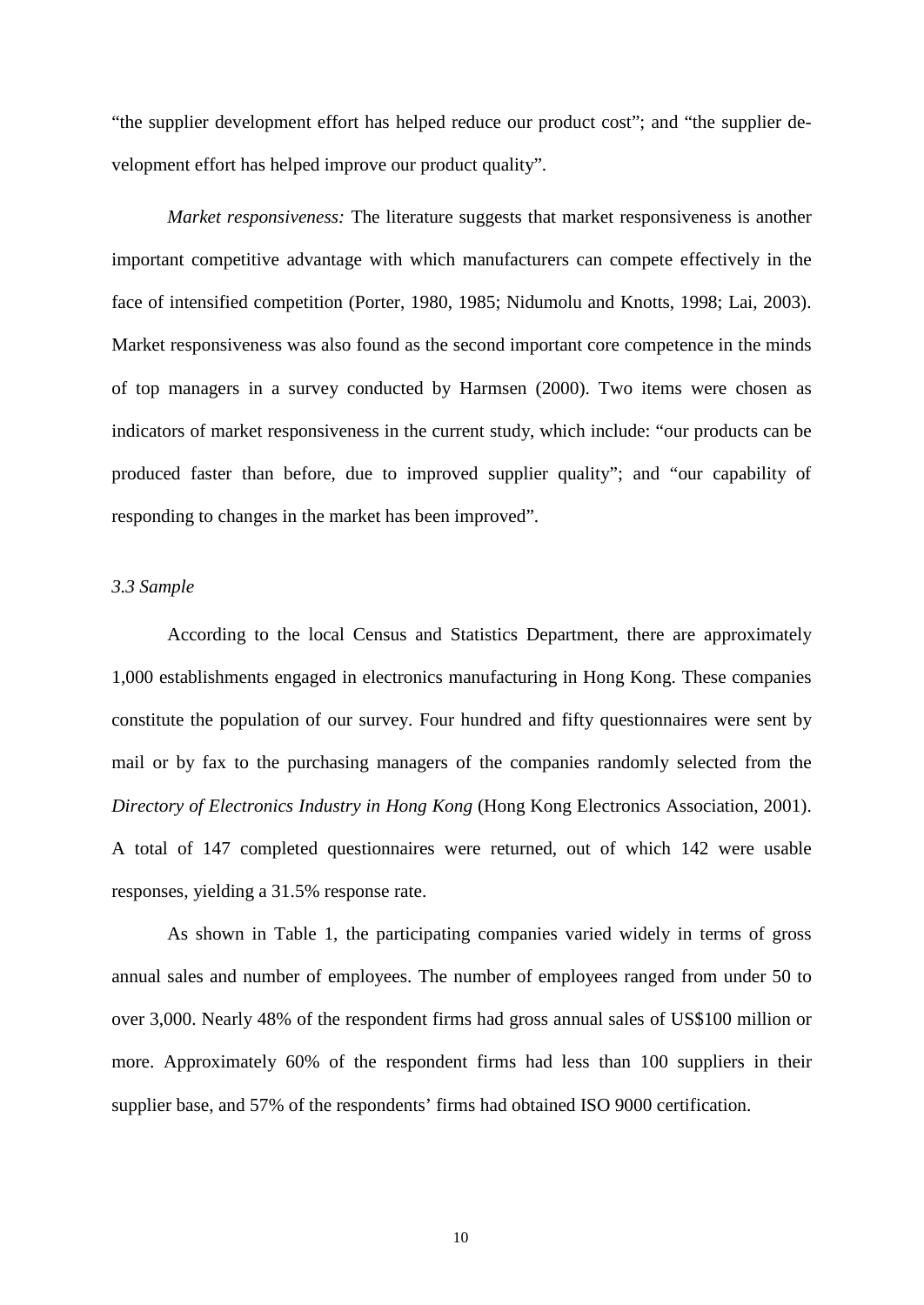"the supplier development effort has helped reduce our product cost"; and "the supplier development effort has helped improve our product quality".

*Market responsiveness:* The literature suggests that market responsiveness is another important competitive advantage with which manufacturers can compete effectively in the face of intensified competition (Porter, 1980, 1985; Nidumolu and Knotts, 1998; Lai, 2003). Market responsiveness was also found as the second important core competence in the minds of top managers in a survey conducted by Harmsen (2000). Two items were chosen as indicators of market responsiveness in the current study, which include: "our products can be produced faster than before, due to improved supplier quality"; and "our capability of responding to changes in the market has been improved".

### *3.3 Sample*

According to the local Census and Statistics Department, there are approximately 1,000 establishments engaged in electronics manufacturing in Hong Kong. These companies constitute the population of our survey. Four hundred and fifty questionnaires were sent by mail or by fax to the purchasing managers of the companies randomly selected from the *Directory of Electronics Industry in Hong Kong* (Hong Kong Electronics Association, 2001). A total of 147 completed questionnaires were returned, out of which 142 were usable responses, yielding a 31.5% response rate.

As shown in Table 1, the participating companies varied widely in terms of gross annual sales and number of employees. The number of employees ranged from under 50 to over 3,000. Nearly 48% of the respondent firms had gross annual sales of US$100 million or more. Approximately 60% of the respondent firms had less than 100 suppliers in their supplier base, and 57% of the respondents' firms had obtained ISO 9000 certification.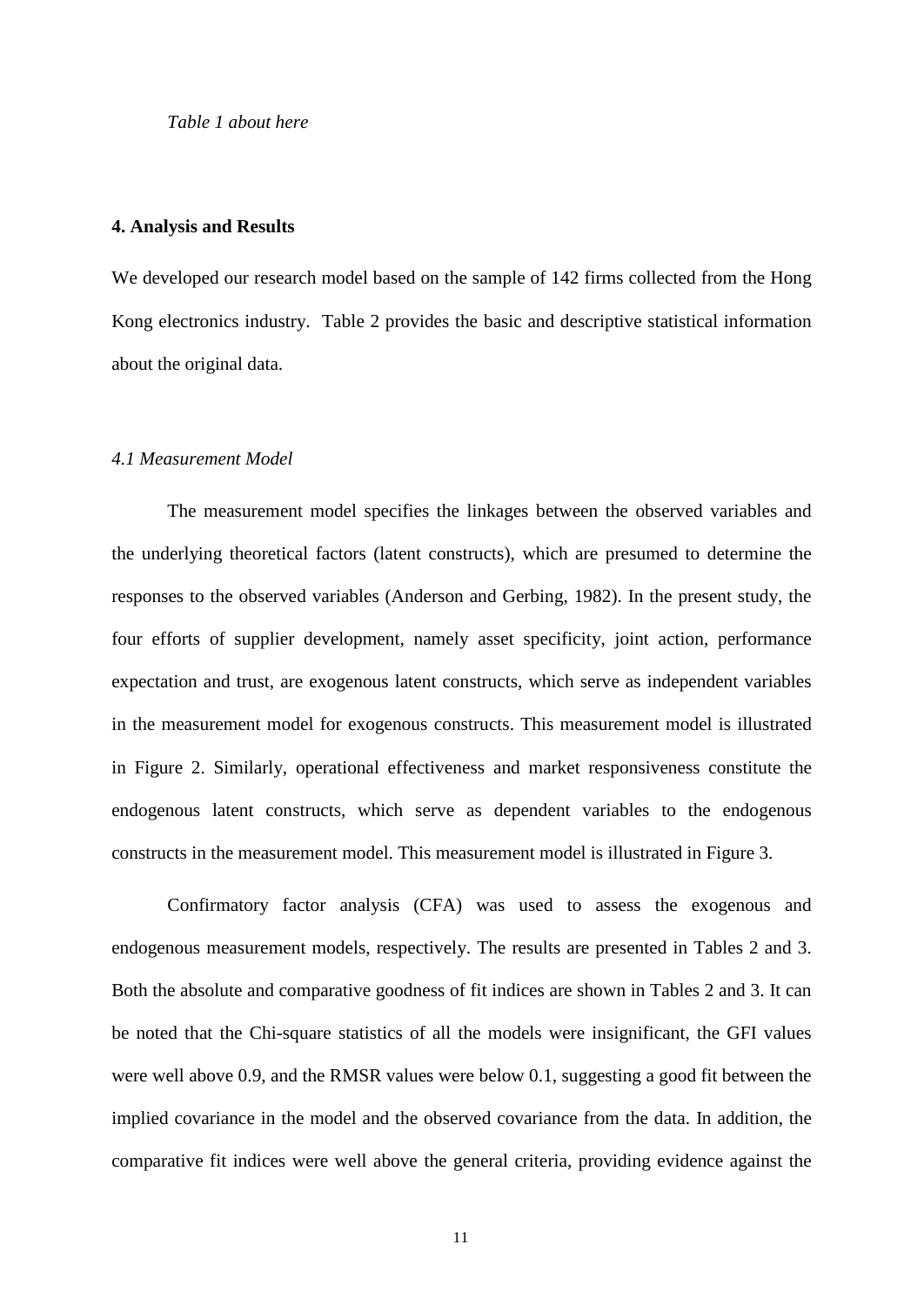*Table 1 about here*

## 4. Analysis and Results

We developed our research model based on the sample of 142 firms collected from the Hong Kong electronics industry. Table 2 provides the basic and descriptive statistical information about the original data.

### *4.1 Measurement Model*

The measurement model specifies the linkages between the observed variables and the underlying theoretical factors (latent constructs), which are presumed to determine the responses to the observed variables (Anderson and Gerbing, 1982). In the present study, the four efforts of supplier development, namely asset specificity, joint action, performance expectation and trust, are exogenous latent constructs, which serve as independent variables in the measurement model for exogenous constructs. This measurement model is illustrated in Figure 2. Similarly, operational effectiveness and market responsiveness constitute the endogenous latent constructs, which serve as dependent variables to the endogenous constructs in the measurement model. This measurement model is illustrated in Figure 3.

Confirmatory factor analysis (CFA) was used to assess the exogenous and endogenous measurement models, respectively. The results are presented in Tables 2 and 3. Both the absolute and comparative goodness of fit indices are shown in Tables 2 and 3. It can be noted that the Chi-square statistics of all the models were insignificant, the GFI values were well above 0.9, and the RMSR values were below 0.1, suggesting a good fit between the implied covariance in the model and the observed covariance from the data. In addition, the comparative fit indices were well above the general criteria, providing evidence against the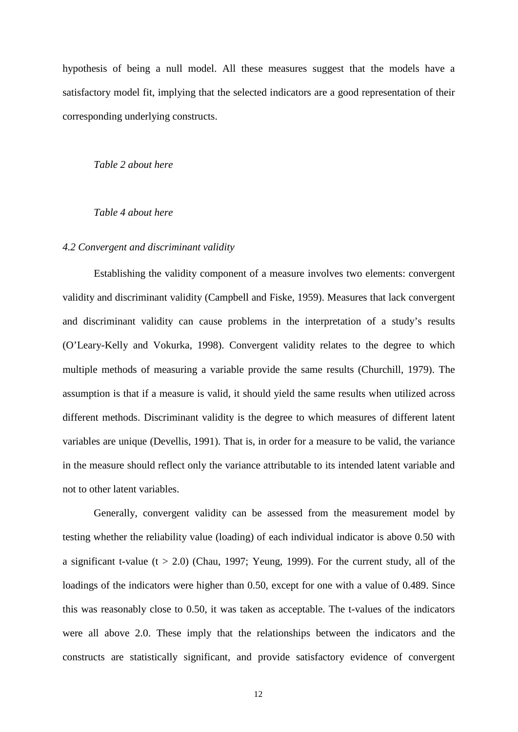hypothesis of being a null model. All these measures suggest that the models have a satisfactory model fit, implying that the selected indicators are a good representation of their corresponding underlying constructs.

*Table 2 about here*

*Table 4 about here*

### *4.2 Convergent and discriminant validity*

Establishing the validity component of a measure involves two elements: convergent validity and discriminant validity (Campbell and Fiske, 1959). Measures that lack convergent and discriminant validity can cause problems in the interpretation of a study's results (O'Leary-Kelly and Vokurka, 1998). Convergent validity relates to the degree to which multiple methods of measuring a variable provide the same results (Churchill, 1979). The assumption is that if a measure is valid, it should yield the same results when utilized across different methods. Discriminant validity is the degree to which measures of different latent variables are unique (Devellis, 1991). That is, in order for a measure to be valid, the variance in the measure should reflect only the variance attributable to its intended latent variable and not to other latent variables.

Generally, convergent validity can be assessed from the measurement model by testing whether the reliability value (loading) of each individual indicator is above 0.50 with a significant t-value ($t > 2.0$) (Chau, 1997; Yeung, 1999). For the current study, all of the loadings of the indicators were higher than 0.50, except for one with a value of 0.489. Since this was reasonably close to 0.50, it was taken as acceptable. The t-values of the indicators were all above 2.0. These imply that the relationships between the indicators and the constructs are statistically significant, and provide satisfactory evidence of convergent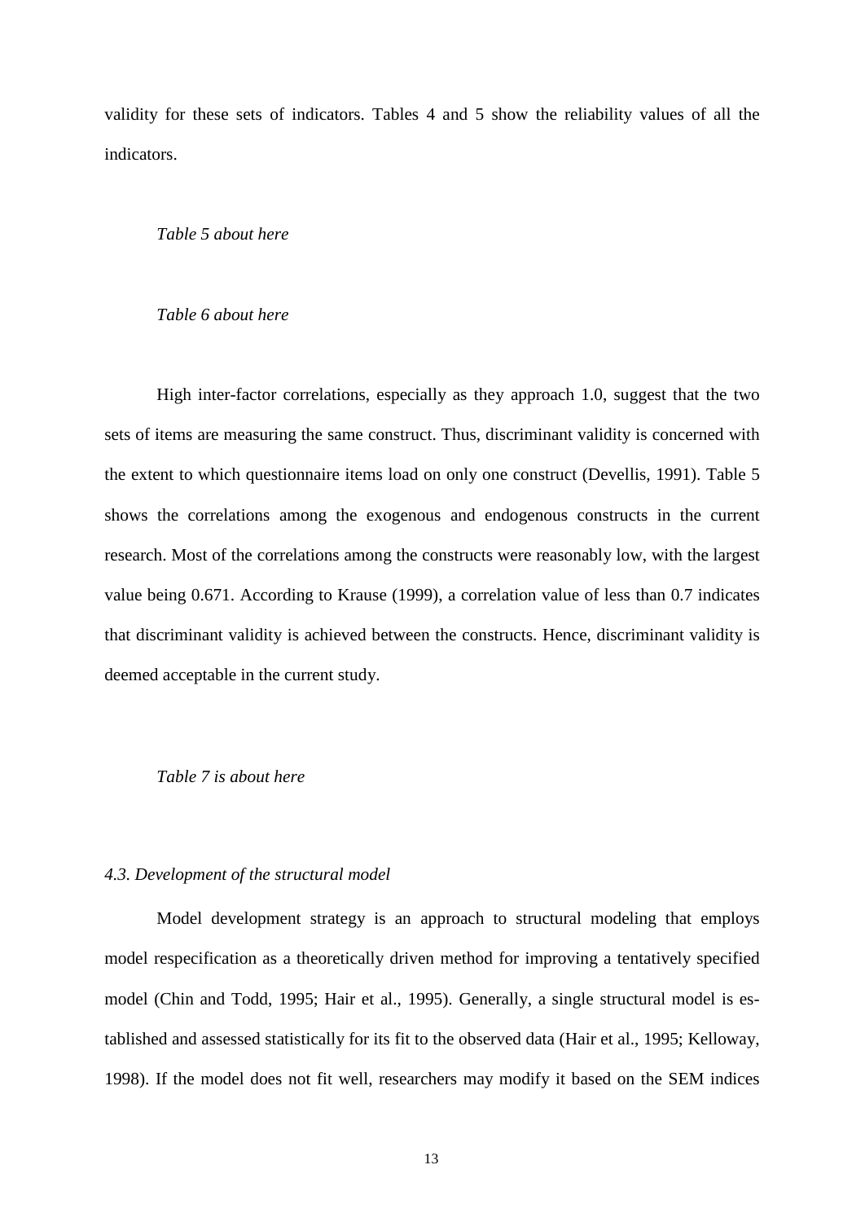validity for these sets of indicators. Tables 4 and 5 show the reliability values of all the indicators.

*Table 5 about here*

*Table 6 about here*

High inter-factor correlations, especially as they approach 1.0, suggest that the two sets of items are measuring the same construct. Thus, discriminant validity is concerned with the extent to which questionnaire items load on only one construct (Devellis, 1991). Table 5 shows the correlations among the exogenous and endogenous constructs in the current research. Most of the correlations among the constructs were reasonably low, with the largest value being 0.671. According to Krause (1999), a correlation value of less than 0.7 indicates that discriminant validity is achieved between the constructs. Hence, discriminant validity is deemed acceptable in the current study.

*Table 7 is about here*

### *4.3. Development of the structural model*

Model development strategy is an approach to structural modeling that employs model respecification as a theoretically driven method for improving a tentatively specified model (Chin and Todd, 1995; Hair et al., 1995). Generally, a single structural model is established and assessed statistically for its fit to the observed data (Hair et al., 1995; Kelloway, 1998). If the model does not fit well, researchers may modify it based on the SEM indices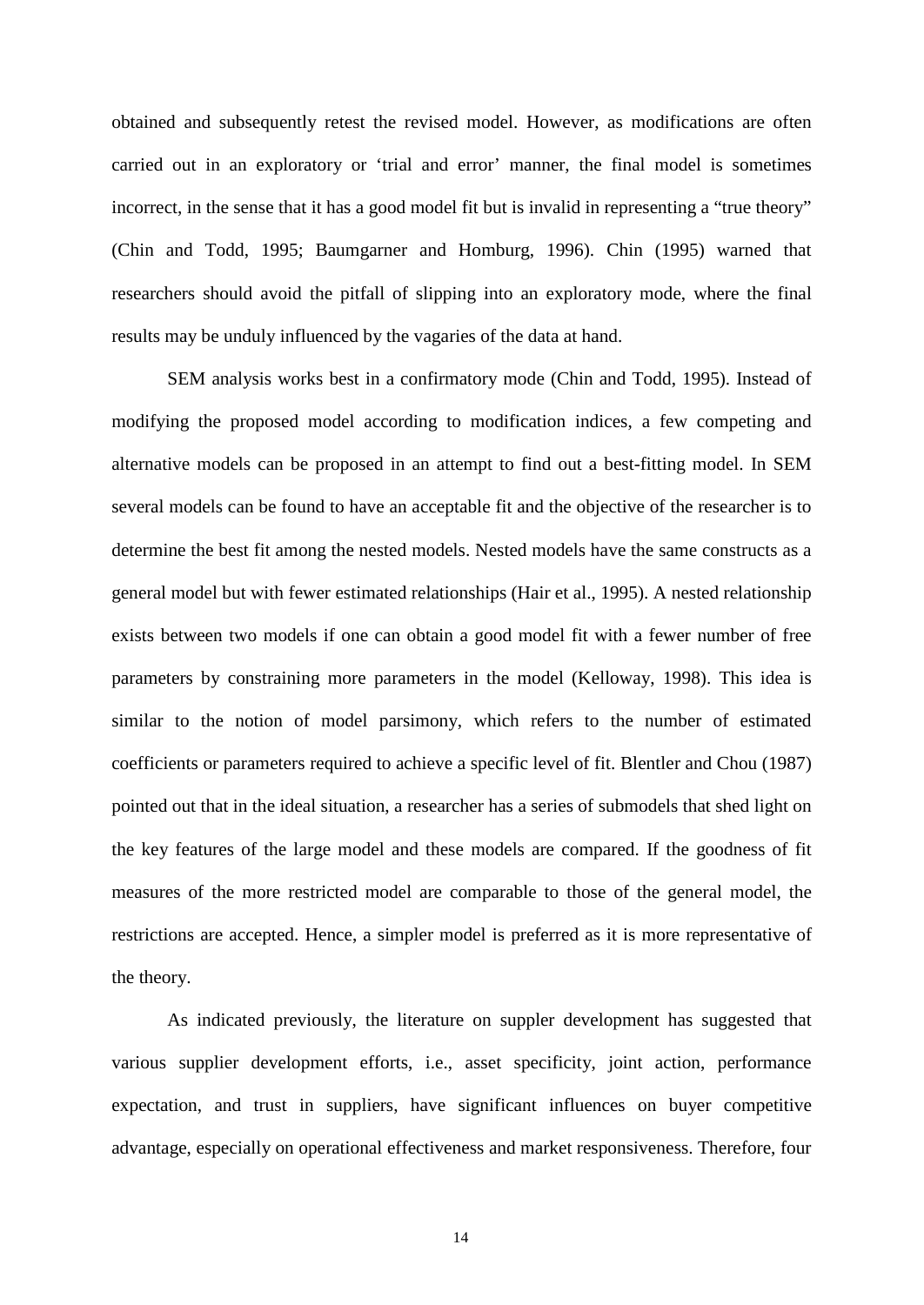obtained and subsequently retest the revised model. However, as modifications are often carried out in an exploratory or 'trial and error' manner, the final model is sometimes incorrect, in the sense that it has a good model fit but is invalid in representing a "true theory" (Chin and Todd, 1995; Baumgarner and Homburg, 1996). Chin (1995) warned that researchers should avoid the pitfall of slipping into an exploratory mode, where the final results may be unduly influenced by the vagaries of the data at hand.

SEM analysis works best in a confirmatory mode (Chin and Todd, 1995). Instead of modifying the proposed model according to modification indices, a few competing and alternative models can be proposed in an attempt to find out a best-fitting model. In SEM several models can be found to have an acceptable fit and the objective of the researcher is to determine the best fit among the nested models. Nested models have the same constructs as a general model but with fewer estimated relationships (Hair et al., 1995). A nested relationship exists between two models if one can obtain a good model fit with a fewer number of free parameters by constraining more parameters in the model (Kelloway, 1998). This idea is similar to the notion of model parsimony, which refers to the number of estimated coefficients or parameters required to achieve a specific level of fit. Blentler and Chou (1987) pointed out that in the ideal situation, a researcher has a series of submodels that shed light on the key features of the large model and these models are compared. If the goodness of fit measures of the more restricted model are comparable to those of the general model, the restrictions are accepted. Hence, a simpler model is preferred as it is more representative of the theory.

As indicated previously, the literature on suppler development has suggested that various supplier development efforts, i.e., asset specificity, joint action, performance expectation, and trust in suppliers, have significant influences on buyer competitive advantage, especially on operational effectiveness and market responsiveness. Therefore, four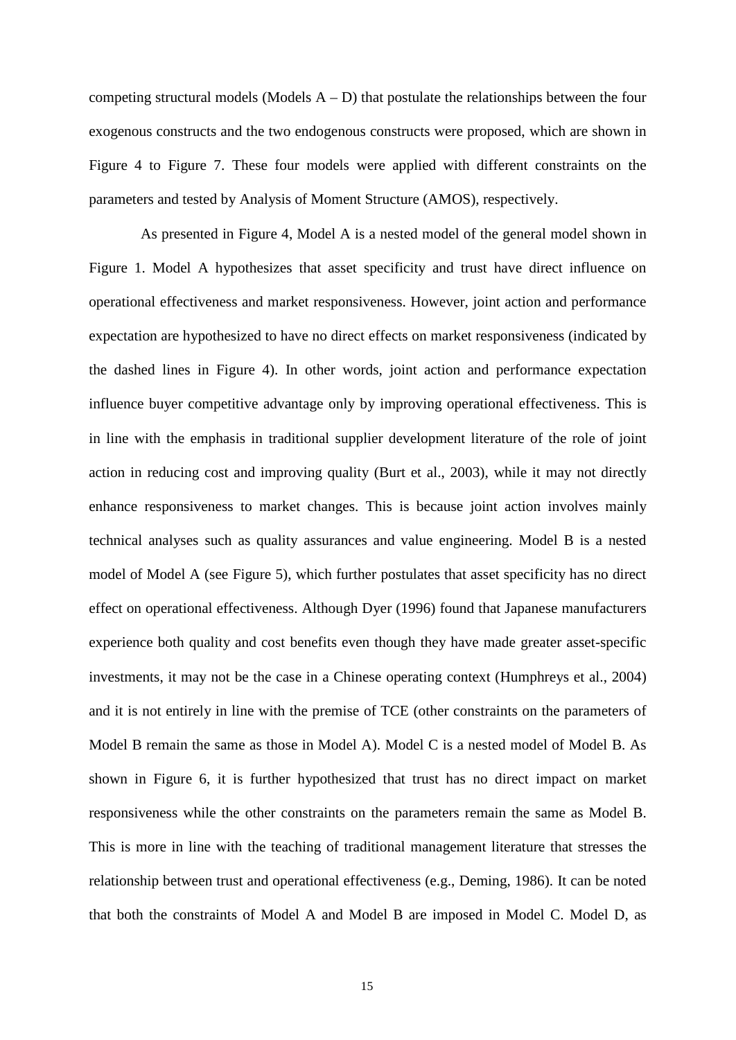competing structural models (Models A – D) that postulate the relationships between the four exogenous constructs and the two endogenous constructs were proposed, which are shown in Figure 4 to Figure 7. These four models were applied with different constraints on the parameters and tested by Analysis of Moment Structure (AMOS), respectively.

As presented in Figure 4, Model A is a nested model of the general model shown in Figure 1. Model A hypothesizes that asset specificity and trust have direct influence on operational effectiveness and market responsiveness. However, joint action and performance expectation are hypothesized to have no direct effects on market responsiveness (indicated by the dashed lines in Figure 4). In other words, joint action and performance expectation influence buyer competitive advantage only by improving operational effectiveness. This is in line with the emphasis in traditional supplier development literature of the role of joint action in reducing cost and improving quality (Burt et al., 2003), while it may not directly enhance responsiveness to market changes. This is because joint action involves mainly technical analyses such as quality assurances and value engineering. Model B is a nested model of Model A (see Figure 5), which further postulates that asset specificity has no direct effect on operational effectiveness. Although Dyer (1996) found that Japanese manufacturers experience both quality and cost benefits even though they have made greater asset-specific investments, it may not be the case in a Chinese operating context (Humphreys et al., 2004) and it is not entirely in line with the premise of TCE (other constraints on the parameters of Model B remain the same as those in Model A). Model C is a nested model of Model B. As shown in Figure 6, it is further hypothesized that trust has no direct impact on market responsiveness while the other constraints on the parameters remain the same as Model B. This is more in line with the teaching of traditional management literature that stresses the relationship between trust and operational effectiveness (e.g., Deming, 1986). It can be noted that both the constraints of Model A and Model B are imposed in Model C. Model D, as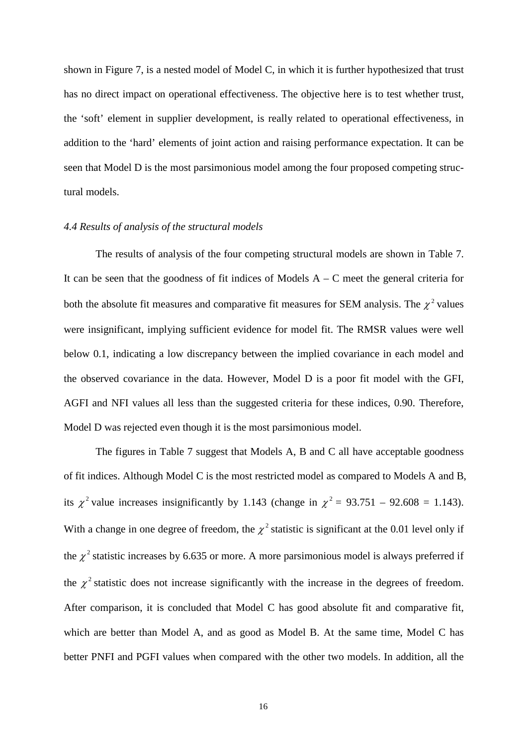shown in Figure 7, is a nested model of Model C, in which it is further hypothesized that trust has no direct impact on operational effectiveness. The objective here is to test whether trust, the 'soft' element in supplier development, is really related to operational effectiveness, in addition to the 'hard' elements of joint action and raising performance expectation. It can be seen that Model D is the most parsimonious model among the four proposed competing structural models.

### *4.4 Results of analysis of the structural models*

The results of analysis of the four competing structural models are shown in Table 7. It can be seen that the goodness of fit indices of Models A – C meet the general criteria for both the absolute fit measures and comparative fit measures for SEM analysis. The $\chi^2$ values were insignificant, implying sufficient evidence for model fit. The RMSR values were well below 0.1, indicating a low discrepancy between the implied covariance in each model and the observed covariance in the data. However, Model D is a poor fit model with the GFI, AGFI and NFI values all less than the suggested criteria for these indices, 0.90. Therefore, Model D was rejected even though it is the most parsimonious model.

The figures in Table 7 suggest that Models A, B and C all have acceptable goodness of fit indices. Although Model C is the most restricted model as compared to Models A and B, its $\chi^2$ value increases insignificantly by 1.143 (change in $\chi^2$ = 93.751 – 92.608 = 1.143). With a change in one degree of freedom, the $\chi^2$ statistic is significant at the 0.01 level only if the $\chi^2$ statistic increases by 6.635 or more. A more parsimonious model is always preferred if the $\chi^2$ statistic does not increase significantly with the increase in the degrees of freedom. After comparison, it is concluded that Model C has good absolute fit and comparative fit, which are better than Model A, and as good as Model B. At the same time, Model C has better PNFI and PGFI values when compared with the other two models. In addition, all the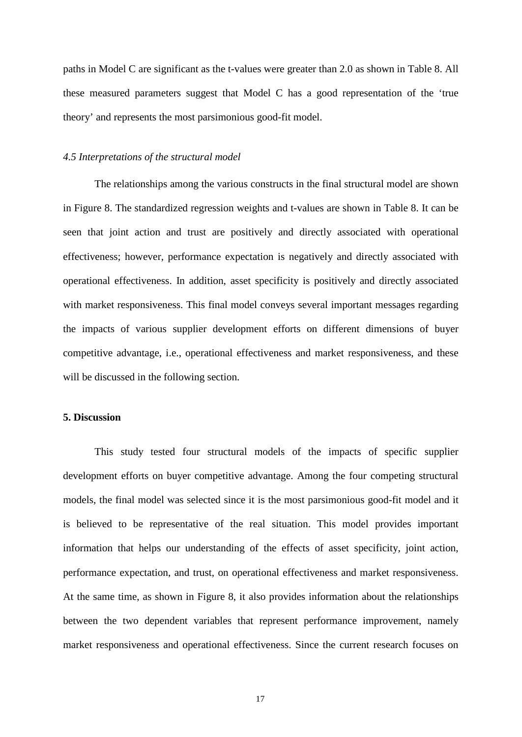paths in Model C are significant as the t-values were greater than 2.0 as shown in Table 8. All these measured parameters suggest that Model C has a good representation of the 'true theory' and represents the most parsimonious good-fit model.

### *4.5 Interpretations of the structural model*

The relationships among the various constructs in the final structural model are shown in Figure 8. The standardized regression weights and t-values are shown in Table 8. It can be seen that joint action and trust are positively and directly associated with operational effectiveness; however, performance expectation is negatively and directly associated with operational effectiveness. In addition, asset specificity is positively and directly associated with market responsiveness. This final model conveys several important messages regarding the impacts of various supplier development efforts on different dimensions of buyer competitive advantage, i.e., operational effectiveness and market responsiveness, and these will be discussed in the following section.

## 5. Discussion

This study tested four structural models of the impacts of specific supplier development efforts on buyer competitive advantage. Among the four competing structural models, the final model was selected since it is the most parsimonious good-fit model and it is believed to be representative of the real situation. This model provides important information that helps our understanding of the effects of asset specificity, joint action, performance expectation, and trust, on operational effectiveness and market responsiveness. At the same time, as shown in Figure 8, it also provides information about the relationships between the two dependent variables that represent performance improvement, namely market responsiveness and operational effectiveness. Since the current research focuses on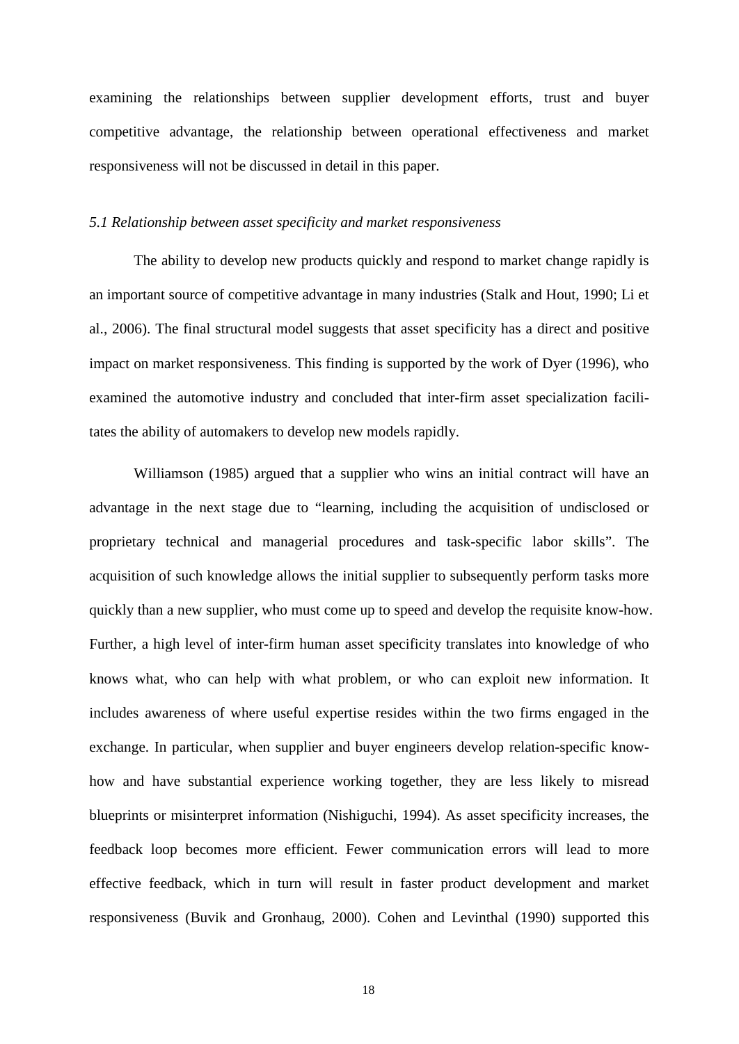examining the relationships between supplier development efforts, trust and buyer competitive advantage, the relationship between operational effectiveness and market responsiveness will not be discussed in detail in this paper.

### *5.1 Relationship between asset specificity and market responsiveness*

The ability to develop new products quickly and respond to market change rapidly is an important source of competitive advantage in many industries (Stalk and Hout, 1990; Li et al., 2006). The final structural model suggests that asset specificity has a direct and positive impact on market responsiveness. This finding is supported by the work of Dyer (1996), who examined the automotive industry and concluded that inter-firm asset specialization facilitates the ability of automakers to develop new models rapidly.

Williamson (1985) argued that a supplier who wins an initial contract will have an advantage in the next stage due to "learning, including the acquisition of undisclosed or proprietary technical and managerial procedures and task-specific labor skills". The acquisition of such knowledge allows the initial supplier to subsequently perform tasks more quickly than a new supplier, who must come up to speed and develop the requisite know-how. Further, a high level of inter-firm human asset specificity translates into knowledge of who knows what, who can help with what problem, or who can exploit new information. It includes awareness of where useful expertise resides within the two firms engaged in the exchange. In particular, when supplier and buyer engineers develop relation-specific know-how and have substantial experience working together, they are less likely to misread blueprints or misinterpret information (Nishiguchi, 1994). As asset specificity increases, the feedback loop becomes more efficient. Fewer communication errors will lead to more effective feedback, which in turn will result in faster product development and market responsiveness (Buvik and Gronhaug, 2000). Cohen and Levinthal (1990) supported this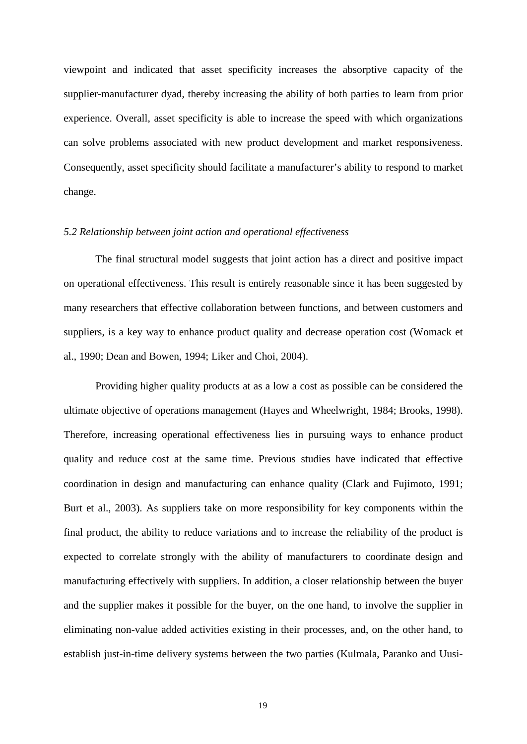viewpoint and indicated that asset specificity increases the absorptive capacity of the supplier-manufacturer dyad, thereby increasing the ability of both parties to learn from prior experience. Overall, asset specificity is able to increase the speed with which organizations can solve problems associated with new product development and market responsiveness. Consequently, asset specificity should facilitate a manufacturer's ability to respond to market change.

*5.2 Relationship between joint action and operational effectiveness*

The final structural model suggests that joint action has a direct and positive impact on operational effectiveness. This result is entirely reasonable since it has been suggested by many researchers that effective collaboration between functions, and between customers and suppliers, is a key way to enhance product quality and decrease operation cost (Womack et al., 1990; Dean and Bowen, 1994; Liker and Choi, 2004).

Providing higher quality products at as a low a cost as possible can be considered the ultimate objective of operations management (Hayes and Wheelwright, 1984; Brooks, 1998). Therefore, increasing operational effectiveness lies in pursuing ways to enhance product quality and reduce cost at the same time. Previous studies have indicated that effective coordination in design and manufacturing can enhance quality (Clark and Fujimoto, 1991; Burt et al., 2003). As suppliers take on more responsibility for key components within the final product, the ability to reduce variations and to increase the reliability of the product is expected to correlate strongly with the ability of manufacturers to coordinate design and manufacturing effectively with suppliers. In addition, a closer relationship between the buyer and the supplier makes it possible for the buyer, on the one hand, to involve the supplier in eliminating non-value added activities existing in their processes, and, on the other hand, to establish just-in-time delivery systems between the two parties (Kulmala, Paranko and Uusi-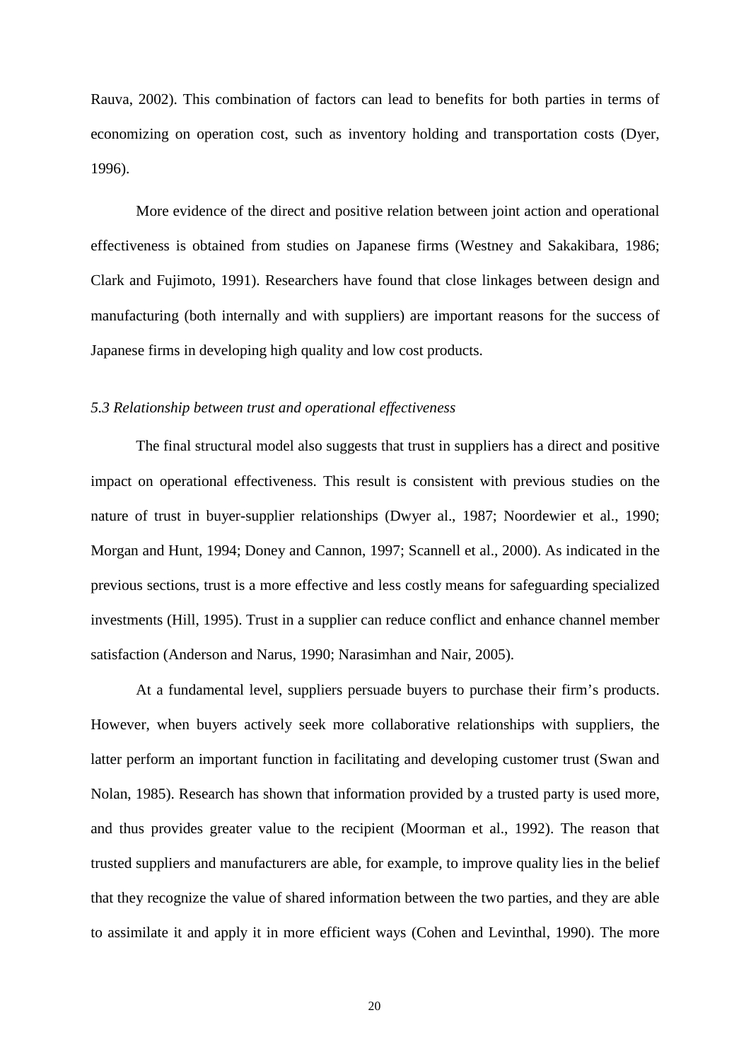Rauva, 2002). This combination of factors can lead to benefits for both parties in terms of economizing on operation cost, such as inventory holding and transportation costs (Dyer, 1996).

More evidence of the direct and positive relation between joint action and operational effectiveness is obtained from studies on Japanese firms (Westney and Sakakibara, 1986; Clark and Fujimoto, 1991). Researchers have found that close linkages between design and manufacturing (both internally and with suppliers) are important reasons for the success of Japanese firms in developing high quality and low cost products.

### *5.3 Relationship between trust and operational effectiveness*

The final structural model also suggests that trust in suppliers has a direct and positive impact on operational effectiveness. This result is consistent with previous studies on the nature of trust in buyer-supplier relationships (Dwyer al., 1987; Noordewier et al., 1990; Morgan and Hunt, 1994; Doney and Cannon, 1997; Scannell et al., 2000). As indicated in the previous sections, trust is a more effective and less costly means for safeguarding specialized investments (Hill, 1995). Trust in a supplier can reduce conflict and enhance channel member satisfaction (Anderson and Narus, 1990; Narasimhan and Nair, 2005).

At a fundamental level, suppliers persuade buyers to purchase their firm's products. However, when buyers actively seek more collaborative relationships with suppliers, the latter perform an important function in facilitating and developing customer trust (Swan and Nolan, 1985). Research has shown that information provided by a trusted party is used more, and thus provides greater value to the recipient (Moorman et al., 1992). The reason that trusted suppliers and manufacturers are able, for example, to improve quality lies in the belief that they recognize the value of shared information between the two parties, and they are able to assimilate it and apply it in more efficient ways (Cohen and Levinthal, 1990). The more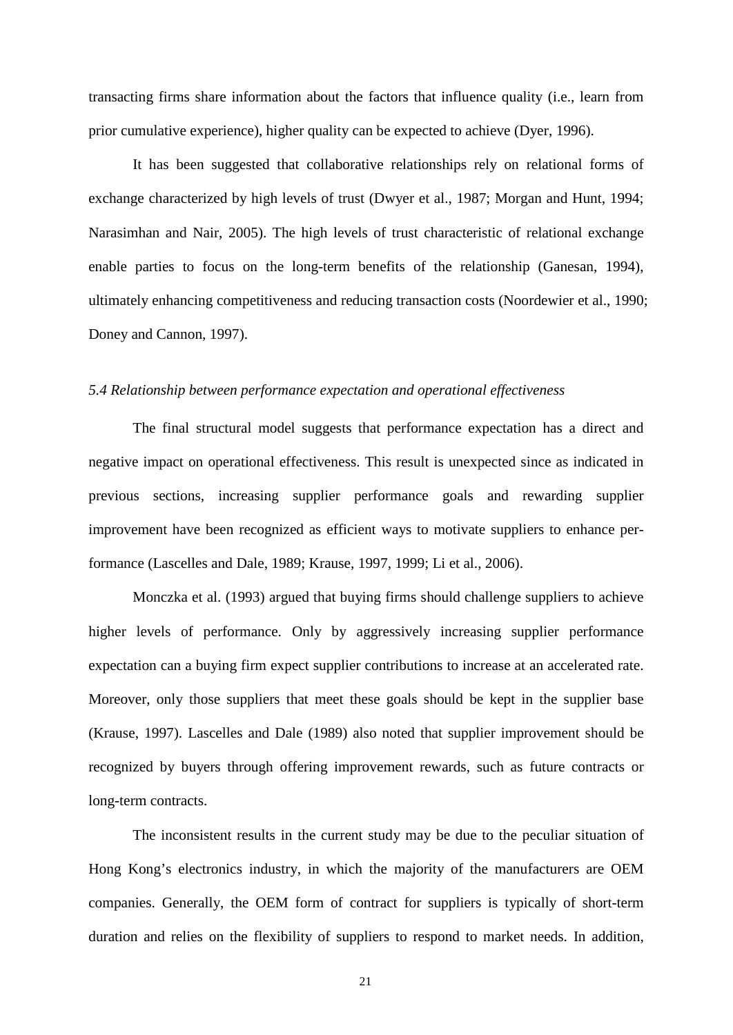transacting firms share information about the factors that influence quality (i.e., learn from prior cumulative experience), higher quality can be expected to achieve (Dyer, 1996).

It has been suggested that collaborative relationships rely on relational forms of exchange characterized by high levels of trust (Dwyer et al., 1987; Morgan and Hunt, 1994; Narasimhan and Nair, 2005). The high levels of trust characteristic of relational exchange enable parties to focus on the long-term benefits of the relationship (Ganesan, 1994), ultimately enhancing competitiveness and reducing transaction costs (Noordewier et al., 1990; Doney and Cannon, 1997).

### *5.4 Relationship between performance expectation and operational effectiveness*

The final structural model suggests that performance expectation has a direct and negative impact on operational effectiveness. This result is unexpected since as indicated in previous sections, increasing supplier performance goals and rewarding supplier improvement have been recognized as efficient ways to motivate suppliers to enhance performance (Lascelles and Dale, 1989; Krause, 1997, 1999; Li et al., 2006).

Monczka et al. (1993) argued that buying firms should challenge suppliers to achieve higher levels of performance. Only by aggressively increasing supplier performance expectation can a buying firm expect supplier contributions to increase at an accelerated rate. Moreover, only those suppliers that meet these goals should be kept in the supplier base (Krause, 1997). Lascelles and Dale (1989) also noted that supplier improvement should be recognized by buyers through offering improvement rewards, such as future contracts or long-term contracts.

The inconsistent results in the current study may be due to the peculiar situation of Hong Kong's electronics industry, in which the majority of the manufacturers are OEM companies. Generally, the OEM form of contract for suppliers is typically of short-term duration and relies on the flexibility of suppliers to respond to market needs. In addition,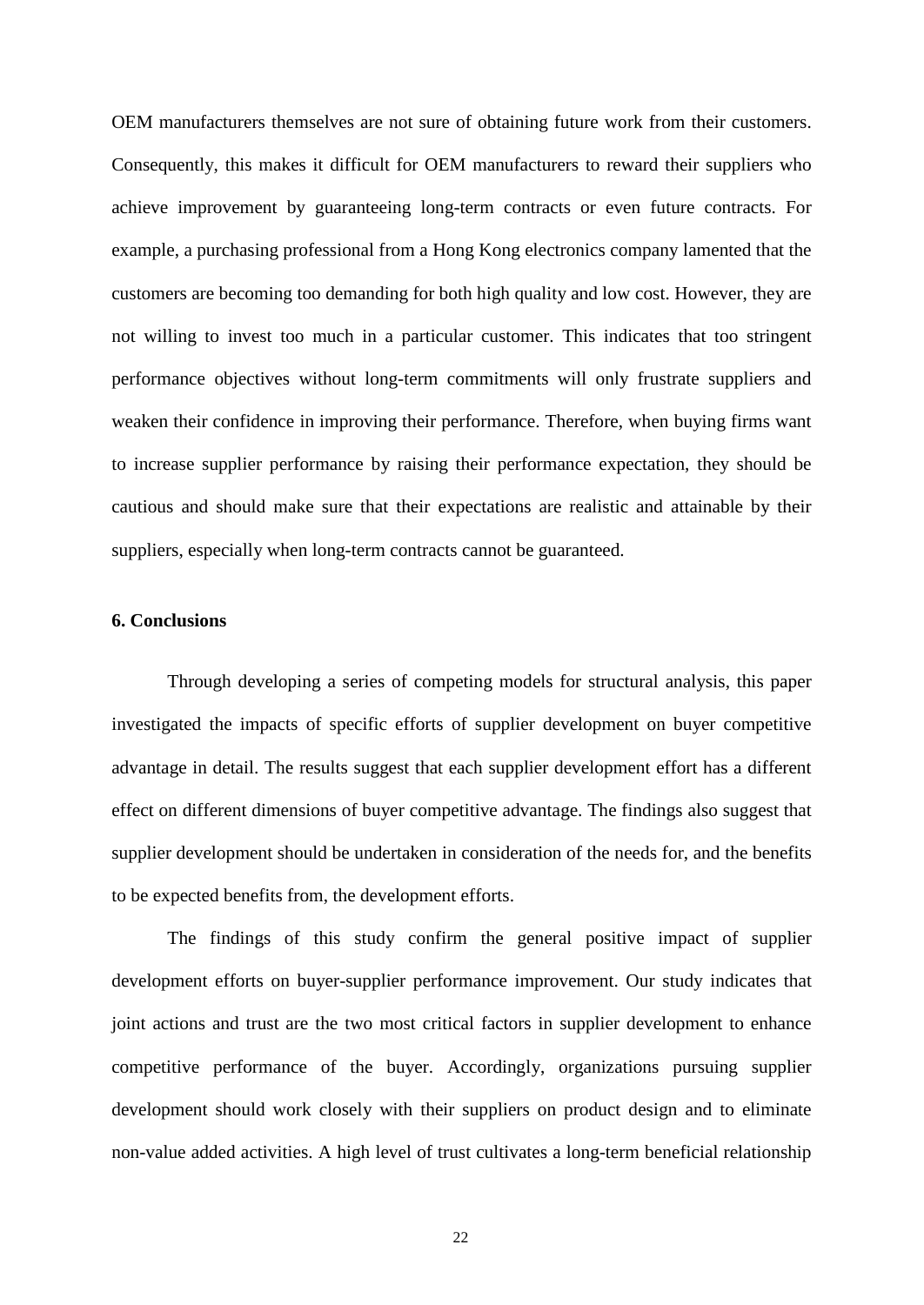OEM manufacturers themselves are not sure of obtaining future work from their customers. Consequently, this makes it difficult for OEM manufacturers to reward their suppliers who achieve improvement by guaranteeing long-term contracts or even future contracts. For example, a purchasing professional from a Hong Kong electronics company lamented that the customers are becoming too demanding for both high quality and low cost. However, they are not willing to invest too much in a particular customer. This indicates that too stringent performance objectives without long-term commitments will only frustrate suppliers and weaken their confidence in improving their performance. Therefore, when buying firms want to increase supplier performance by raising their performance expectation, they should be cautious and should make sure that their expectations are realistic and attainable by their suppliers, especially when long-term contracts cannot be guaranteed.

## 6. Conclusions

Through developing a series of competing models for structural analysis, this paper investigated the impacts of specific efforts of supplier development on buyer competitive advantage in detail. The results suggest that each supplier development effort has a different effect on different dimensions of buyer competitive advantage. The findings also suggest that supplier development should be undertaken in consideration of the needs for, and the benefits to be expected benefits from, the development efforts.

The findings of this study confirm the general positive impact of supplier development efforts on buyer-supplier performance improvement. Our study indicates that joint actions and trust are the two most critical factors in supplier development to enhance competitive performance of the buyer. Accordingly, organizations pursuing supplier development should work closely with their suppliers on product design and to eliminate non-value added activities. A high level of trust cultivates a long-term beneficial relationship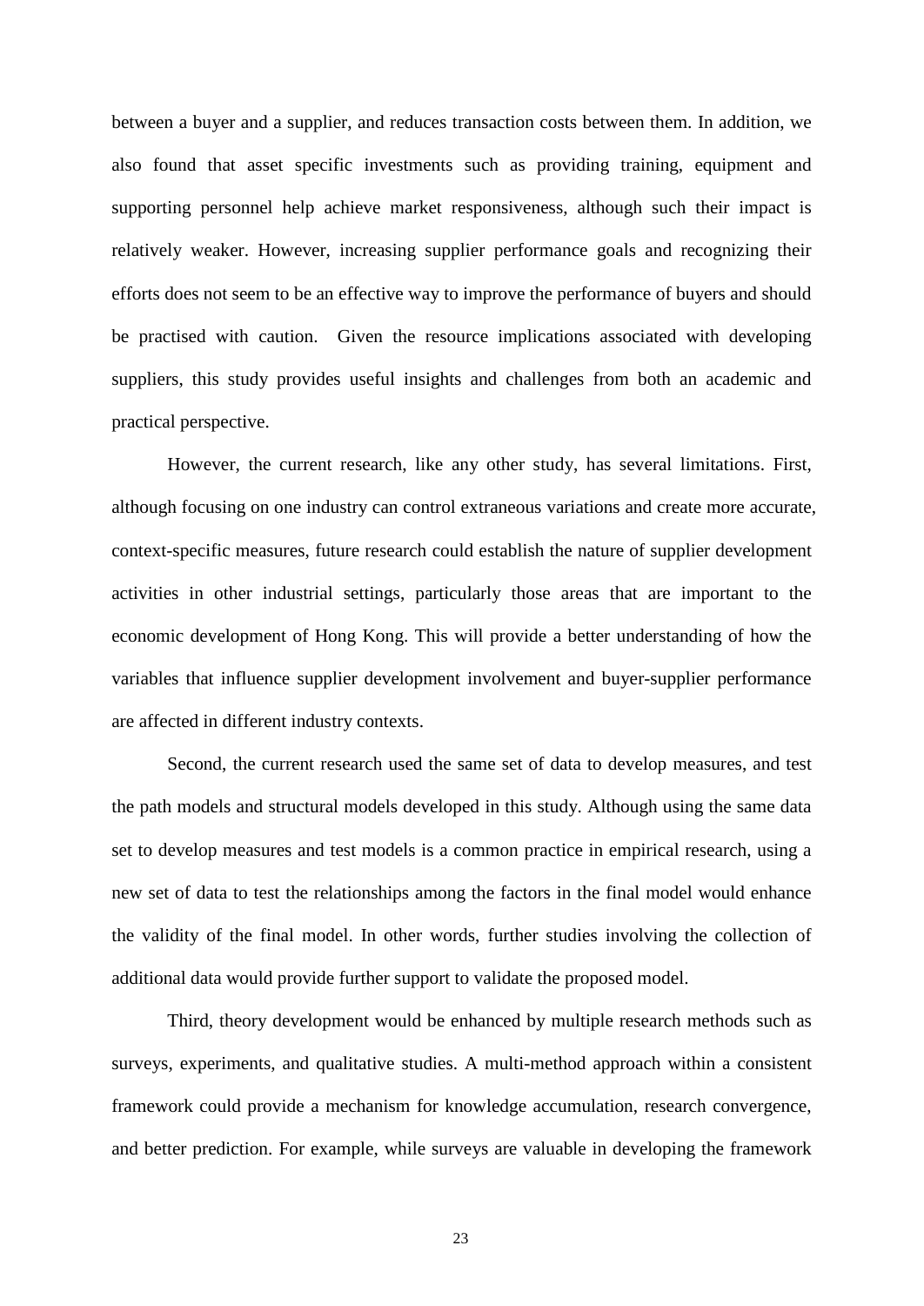between a buyer and a supplier, and reduces transaction costs between them. In addition, we also found that asset specific investments such as providing training, equipment and supporting personnel help achieve market responsiveness, although such their impact is relatively weaker. However, increasing supplier performance goals and recognizing their efforts does not seem to be an effective way to improve the performance of buyers and should be practised with caution. Given the resource implications associated with developing suppliers, this study provides useful insights and challenges from both an academic and practical perspective.

However, the current research, like any other study, has several limitations. First, although focusing on one industry can control extraneous variations and create more accurate, context-specific measures, future research could establish the nature of supplier development activities in other industrial settings, particularly those areas that are important to the economic development of Hong Kong. This will provide a better understanding of how the variables that influence supplier development involvement and buyer-supplier performance are affected in different industry contexts.

Second, the current research used the same set of data to develop measures, and test the path models and structural models developed in this study. Although using the same data set to develop measures and test models is a common practice in empirical research, using a new set of data to test the relationships among the factors in the final model would enhance the validity of the final model. In other words, further studies involving the collection of additional data would provide further support to validate the proposed model.

Third, theory development would be enhanced by multiple research methods such as surveys, experiments, and qualitative studies. A multi-method approach within a consistent framework could provide a mechanism for knowledge accumulation, research convergence, and better prediction. For example, while surveys are valuable in developing the framework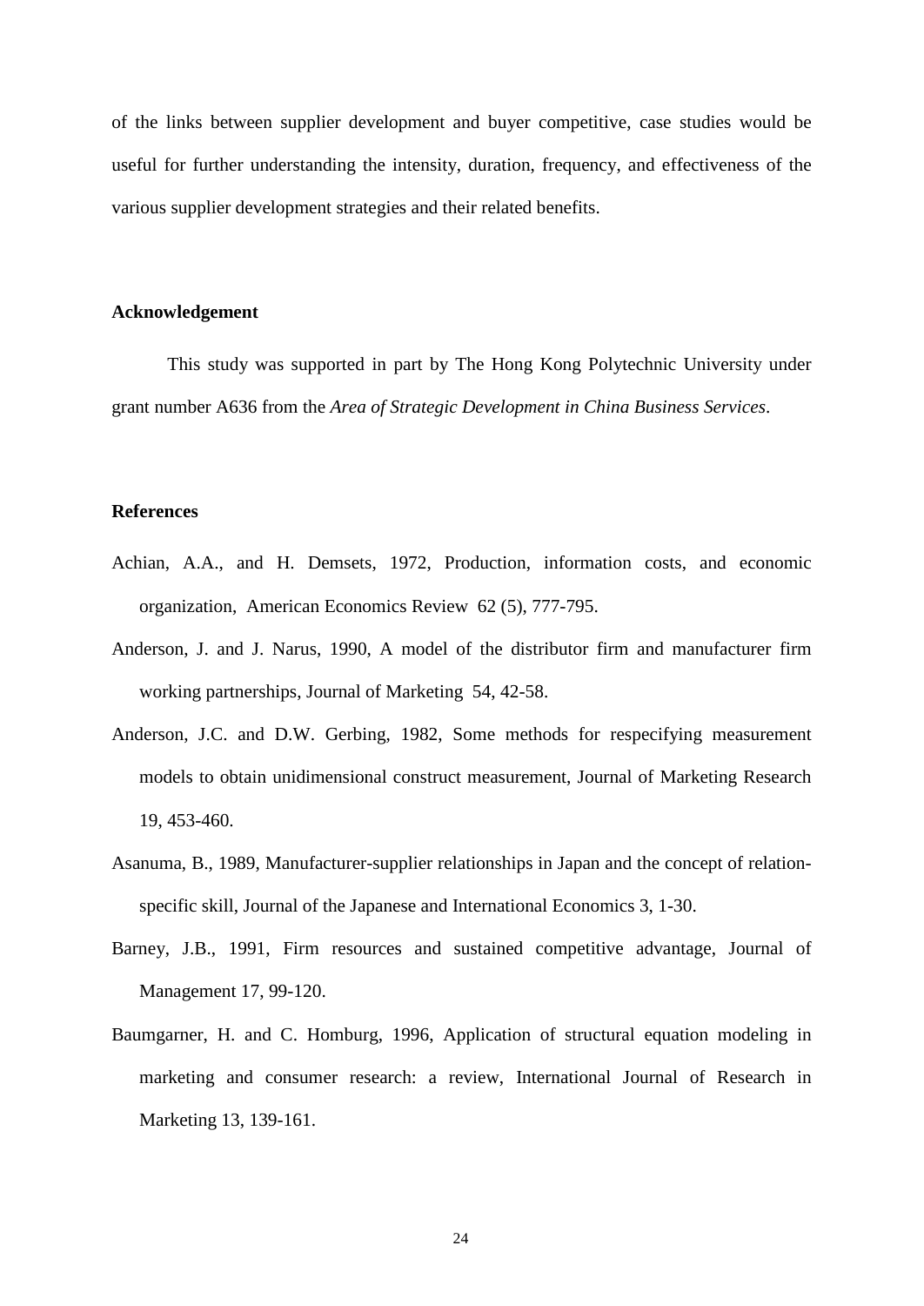of the links between supplier development and buyer competitive, case studies would be useful for further understanding the intensity, duration, frequency, and effectiveness of the various supplier development strategies and their related benefits.

## Acknowledgement

This study was supported in part by The Hong Kong Polytechnic University under grant number A636 from the *Area of Strategic Development in China Business Services*.

## References

Achian, A.A., and H. Demsets, 1972, Production, information costs, and economic organization, American Economics Review 62 (5), 777-795.

Anderson, J. and J. Narus, 1990, A model of the distributor firm and manufacturer firm working partnerships, Journal of Marketing 54, 42-58.

Anderson, J.C. and D.W. Gerbing, 1982, Some methods for respecifying measurement models to obtain unidimensional construct measurement, Journal of Marketing Research 19, 453-460.

Asanuma, B., 1989, Manufacturer-supplier relationships in Japan and the concept of relation-specific skill, Journal of the Japanese and International Economics 3, 1-30.

Barney, J.B., 1991, Firm resources and sustained competitive advantage, Journal of Management 17, 99-120.

Baumgarner, H. and C. Homburg, 1996, Application of structural equation modeling in marketing and consumer research: a review, International Journal of Research in Marketing 13, 139-161.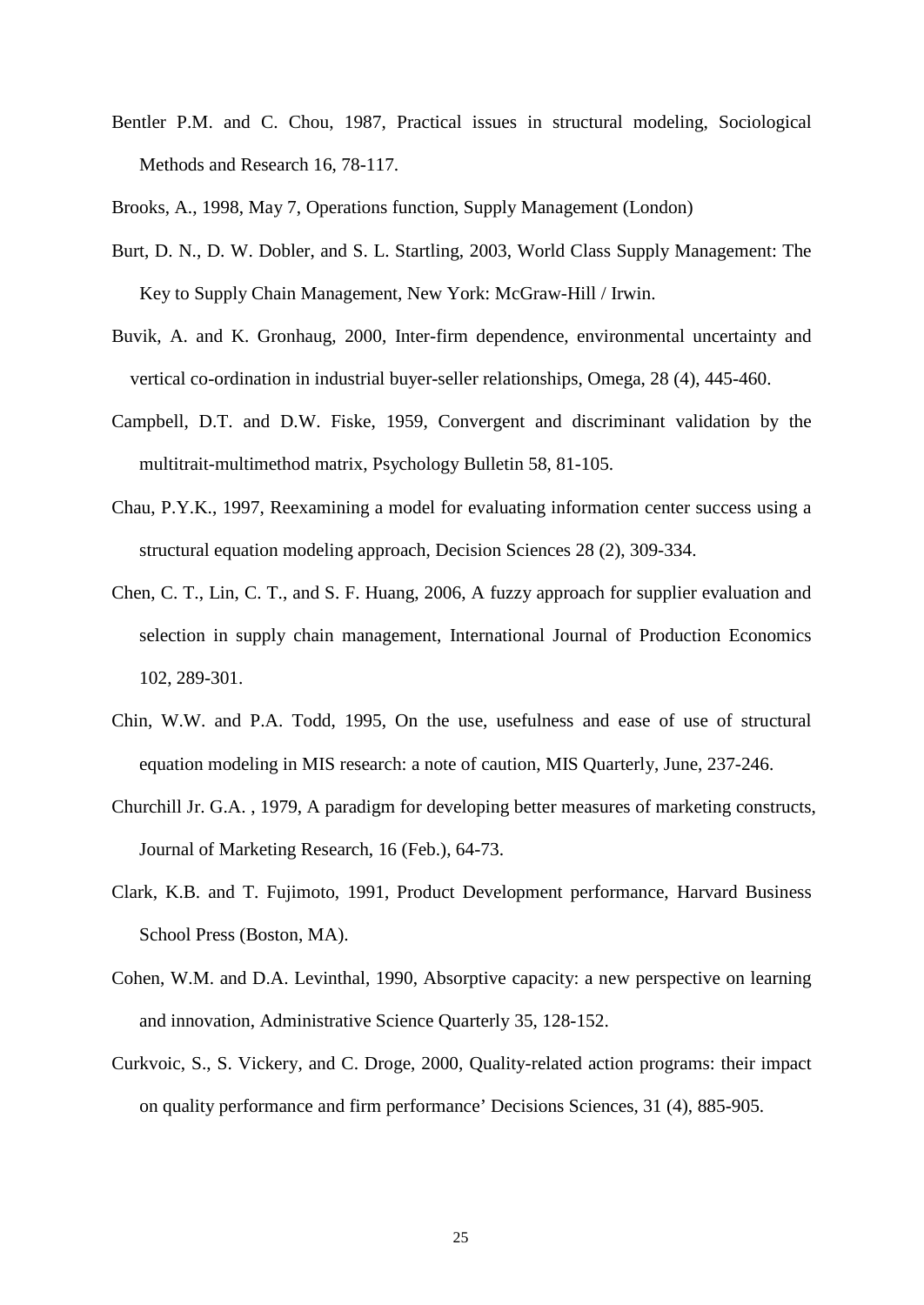Bentler P.M. and C. Chou, 1987, Practical issues in structural modeling, Sociological Methods and Research 16, 78-117.

Brooks, A., 1998, May 7, Operations function, Supply Management (London)

Burt, D. N., D. W. Dobler, and S. L. Startling, 2003, World Class Supply Management: The Key to Supply Chain Management, New York: McGraw-Hill / Irwin.

Buvik, A. and K. Gronhaug, 2000, Inter-firm dependence, environmental uncertainty and vertical co-ordination in industrial buyer-seller relationships, Omega, 28 (4), 445-460.

Campbell, D.T. and D.W. Fiske, 1959, Convergent and discriminant validation by the multitrait-multimethod matrix, Psychology Bulletin 58, 81-105.

Chau, P.Y.K., 1997, Reexamining a model for evaluating information center success using a structural equation modeling approach, Decision Sciences 28 (2), 309-334.

Chen, C. T., Lin, C. T., and S. F. Huang, 2006, A fuzzy approach for supplier evaluation and selection in supply chain management, International Journal of Production Economics 102, 289-301.

Chin, W.W. and P.A. Todd, 1995, On the use, usefulness and ease of use of structural equation modeling in MIS research: a note of caution, MIS Quarterly, June, 237-246.

Churchill Jr. G.A. , 1979, A paradigm for developing better measures of marketing constructs, Journal of Marketing Research, 16 (Feb.), 64-73.

Clark, K.B. and T. Fujimoto, 1991, Product Development performance, Harvard Business School Press (Boston, MA).

Cohen, W.M. and D.A. Levinthal, 1990, Absorptive capacity: a new perspective on learning and innovation, Administrative Science Quarterly 35, 128-152.

Curkvoic, S., S. Vickery, and C. Droge, 2000, Quality-related action programs: their impact on quality performance and firm performance' Decisions Sciences, 31 (4), 885-905.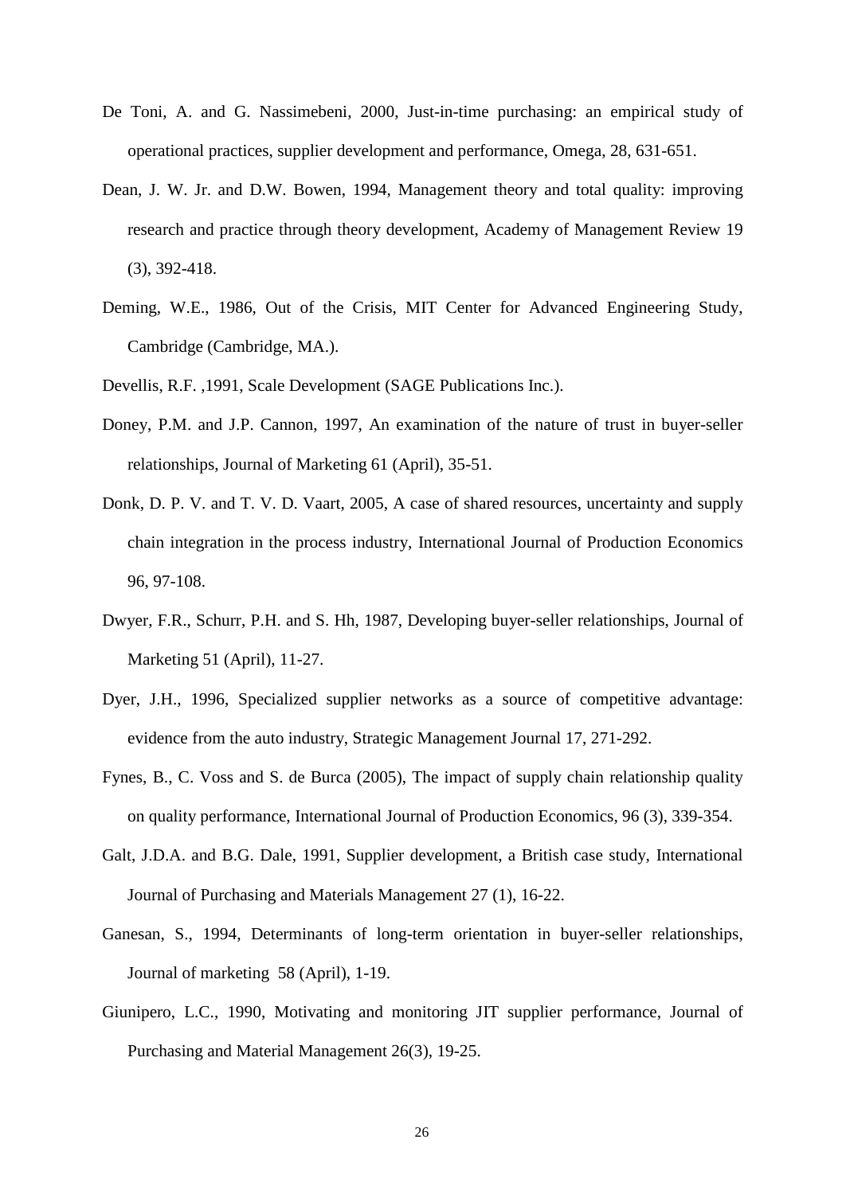De Toni, A. and G. Nassimebeni, 2000, Just-in-time purchasing: an empirical study of operational practices, supplier development and performance, Omega, 28, 631-651.

Dean, J. W. Jr. and D.W. Bowen, 1994, Management theory and total quality: improving research and practice through theory development, Academy of Management Review 19 (3), 392-418.

Deming, W.E., 1986, Out of the Crisis, MIT Center for Advanced Engineering Study, Cambridge (Cambridge, MA.).

Devellis, R.F. ,1991, Scale Development (SAGE Publications Inc.).

Doney, P.M. and J.P. Cannon, 1997, An examination of the nature of trust in buyer-seller relationships, Journal of Marketing 61 (April), 35-51.

Donk, D. P. V. and T. V. D. Vaart, 2005, A case of shared resources, uncertainty and supply chain integration in the process industry, International Journal of Production Economics 96, 97-108.

Dwyer, F.R., Schurr, P.H. and S. Hh, 1987, Developing buyer-seller relationships, Journal of Marketing 51 (April), 11-27.

Dyer, J.H., 1996, Specialized supplier networks as a source of competitive advantage: evidence from the auto industry, Strategic Management Journal 17, 271-292.

Fynes, B., C. Voss and S. de Burca (2005), The impact of supply chain relationship quality on quality performance, International Journal of Production Economics, 96 (3), 339-354.

Galt, J.D.A. and B.G. Dale, 1991, Supplier development, a British case study, International Journal of Purchasing and Materials Management 27 (1), 16-22.

Ganesan, S., 1994, Determinants of long-term orientation in buyer-seller relationships, Journal of marketing 58 (April), 1-19.

Giunipero, L.C., 1990, Motivating and monitoring JIT supplier performance, Journal of Purchasing and Material Management 26(3), 19-25.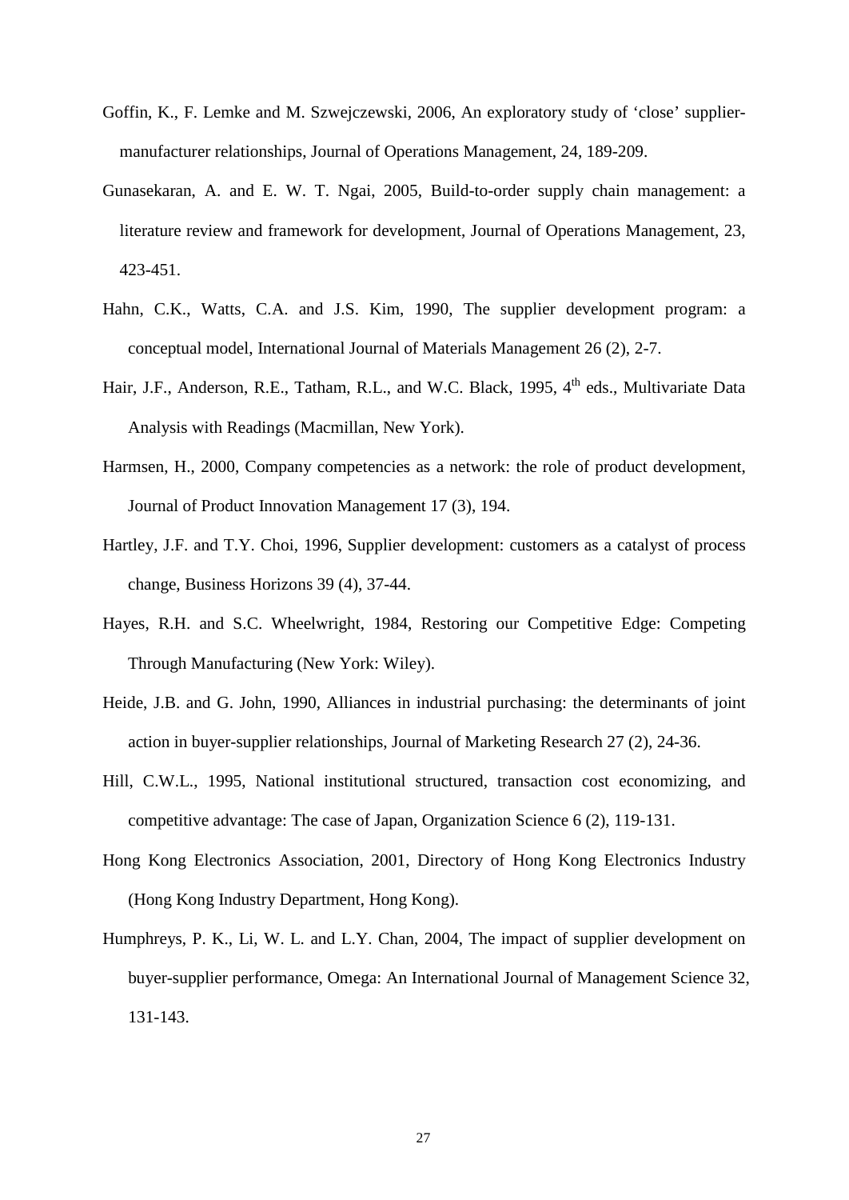Goffin, K., F. Lemke and M. Szwejczewski, 2006, An exploratory study of 'close' supplier-manufacturer relationships, Journal of Operations Management, 24, 189-209.

Gunasekaran, A. and E. W. T. Ngai, 2005, Build-to-order supply chain management: a literature review and framework for development, Journal of Operations Management, 23, 423-451.

Hahn, C.K., Watts, C.A. and J.S. Kim, 1990, The supplier development program: a conceptual model, International Journal of Materials Management 26 (2), 2-7.

Hair, J.F., Anderson, R.E., Tatham, R.L., and W.C. Black, 1995, 4th eds., Multivariate Data Analysis with Readings (Macmillan, New York).

Harmsen, H., 2000, Company competencies as a network: the role of product development, Journal of Product Innovation Management 17 (3), 194.

Hartley, J.F. and T.Y. Choi, 1996, Supplier development: customers as a catalyst of process change, Business Horizons 39 (4), 37-44.

Hayes, R.H. and S.C. Wheelwright, 1984, Restoring our Competitive Edge: Competing Through Manufacturing (New York: Wiley).

Heide, J.B. and G. John, 1990, Alliances in industrial purchasing: the determinants of joint action in buyer-supplier relationships, Journal of Marketing Research 27 (2), 24-36.

Hill, C.W.L., 1995, National institutional structured, transaction cost economizing, and competitive advantage: The case of Japan, Organization Science 6 (2), 119-131.

Hong Kong Electronics Association, 2001, Directory of Hong Kong Electronics Industry (Hong Kong Industry Department, Hong Kong).

Humphreys, P. K., Li, W. L. and L.Y. Chan, 2004, The impact of supplier development on buyer-supplier performance, Omega: An International Journal of Management Science 32, 131-143.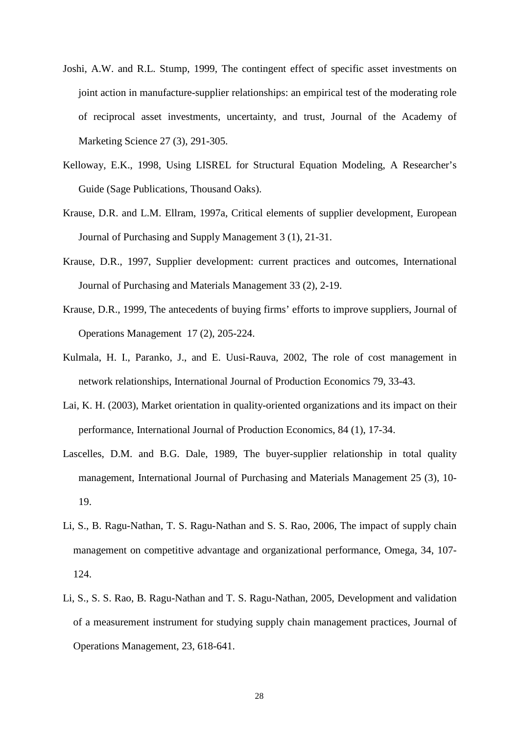Joshi, A.W. and R.L. Stump, 1999, The contingent effect of specific asset investments on joint action in manufacture-supplier relationships: an empirical test of the moderating role of reciprocal asset investments, uncertainty, and trust, Journal of the Academy of Marketing Science 27 (3), 291-305.

Kelloway, E.K., 1998, Using LISREL for Structural Equation Modeling, A Researcher's Guide (Sage Publications, Thousand Oaks).

Krause, D.R. and L.M. Ellram, 1997a, Critical elements of supplier development, European Journal of Purchasing and Supply Management 3 (1), 21-31.

Krause, D.R., 1997, Supplier development: current practices and outcomes, International Journal of Purchasing and Materials Management 33 (2), 2-19.

Krause, D.R., 1999, The antecedents of buying firms' efforts to improve suppliers, Journal of Operations Management 17 (2), 205-224.

Kulmala, H. I., Paranko, J., and E. Uusi-Rauva, 2002, The role of cost management in network relationships, International Journal of Production Economics 79, 33-43.

Lai, K. H. (2003), Market orientation in quality-oriented organizations and its impact on their performance, International Journal of Production Economics, 84 (1), 17-34.

Lascelles, D.M. and B.G. Dale, 1989, The buyer-supplier relationship in total quality management, International Journal of Purchasing and Materials Management 25 (3), 10-19.

Li, S., B. Ragu-Nathan, T. S. Ragu-Nathan and S. S. Rao, 2006, The impact of supply chain management on competitive advantage and organizational performance, Omega, 34, 107-124.

Li, S., S. S. Rao, B. Ragu-Nathan and T. S. Ragu-Nathan, 2005, Development and validation of a measurement instrument for studying supply chain management practices, Journal of Operations Management, 23, 618-641.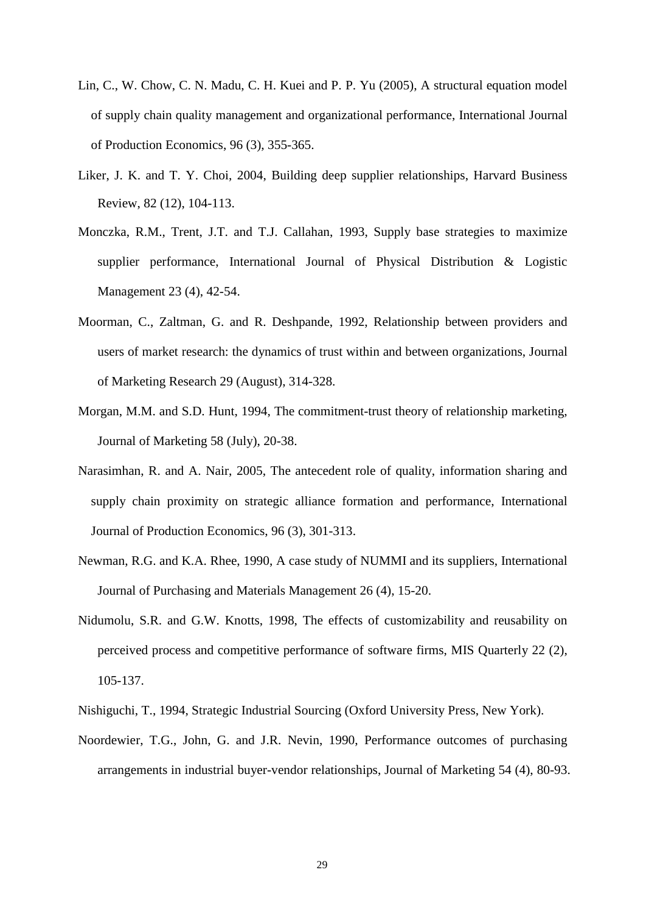Lin, C., W. Chow, C. N. Madu, C. H. Kuei and P. P. Yu (2005), A structural equation model of supply chain quality management and organizational performance, International Journal of Production Economics, 96 (3), 355-365.

Liker, J. K. and T. Y. Choi, 2004, Building deep supplier relationships, Harvard Business Review, 82 (12), 104-113.

Monczka, R.M., Trent, J.T. and T.J. Callahan, 1993, Supply base strategies to maximize supplier performance, International Journal of Physical Distribution & Logistic Management 23 (4), 42-54.

Moorman, C., Zaltman, G. and R. Deshpande, 1992, Relationship between providers and users of market research: the dynamics of trust within and between organizations, Journal of Marketing Research 29 (August), 314-328.

Morgan, M.M. and S.D. Hunt, 1994, The commitment-trust theory of relationship marketing, Journal of Marketing 58 (July), 20-38.

Narasimhan, R. and A. Nair, 2005, The antecedent role of quality, information sharing and supply chain proximity on strategic alliance formation and performance, International Journal of Production Economics, 96 (3), 301-313.

Newman, R.G. and K.A. Rhee, 1990, A case study of NUMMI and its suppliers, International Journal of Purchasing and Materials Management 26 (4), 15-20.

Nidumolu, S.R. and G.W. Knotts, 1998, The effects of customizability and reusability on perceived process and competitive performance of software firms, MIS Quarterly 22 (2), 105-137.

Nishiguchi, T., 1994, Strategic Industrial Sourcing (Oxford University Press, New York).

Noordewier, T.G., John, G. and J.R. Nevin, 1990, Performance outcomes of purchasing arrangements in industrial buyer-vendor relationships, Journal of Marketing 54 (4), 80-93.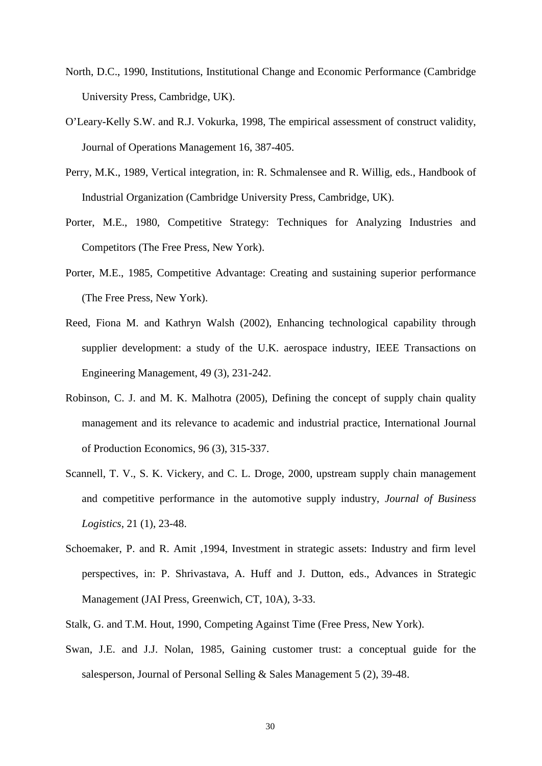North, D.C., 1990, Institutions, Institutional Change and Economic Performance (Cambridge University Press, Cambridge, UK).

O'Leary-Kelly S.W. and R.J. Vokurka, 1998, The empirical assessment of construct validity, Journal of Operations Management 16, 387-405.

Perry, M.K., 1989, Vertical integration, in: R. Schmalensee and R. Willig, eds., Handbook of Industrial Organization (Cambridge University Press, Cambridge, UK).

Porter, M.E., 1980, Competitive Strategy: Techniques for Analyzing Industries and Competitors (The Free Press, New York).

Porter, M.E., 1985, Competitive Advantage: Creating and sustaining superior performance (The Free Press, New York).

Reed, Fiona M. and Kathryn Walsh (2002), Enhancing technological capability through supplier development: a study of the U.K. aerospace industry, IEEE Transactions on Engineering Management, 49 (3), 231-242.

Robinson, C. J. and M. K. Malhotra (2005), Defining the concept of supply chain quality management and its relevance to academic and industrial practice, International Journal of Production Economics, 96 (3), 315-337.

Scannell, T. V., S. K. Vickery, and C. L. Droge, 2000, upstream supply chain management and competitive performance in the automotive supply industry, *Journal of Business Logistics*, 21 (1), 23-48.

Schoemaker, P. and R. Amit ,1994, Investment in strategic assets: Industry and firm level perspectives, in: P. Shrivastava, A. Huff and J. Dutton, eds., Advances in Strategic Management (JAI Press, Greenwich, CT, 10A), 3-33.

Stalk, G. and T.M. Hout, 1990, Competing Against Time (Free Press, New York).

Swan, J.E. and J.J. Nolan, 1985, Gaining customer trust: a conceptual guide for the salesperson, Journal of Personal Selling & Sales Management 5 (2), 39-48.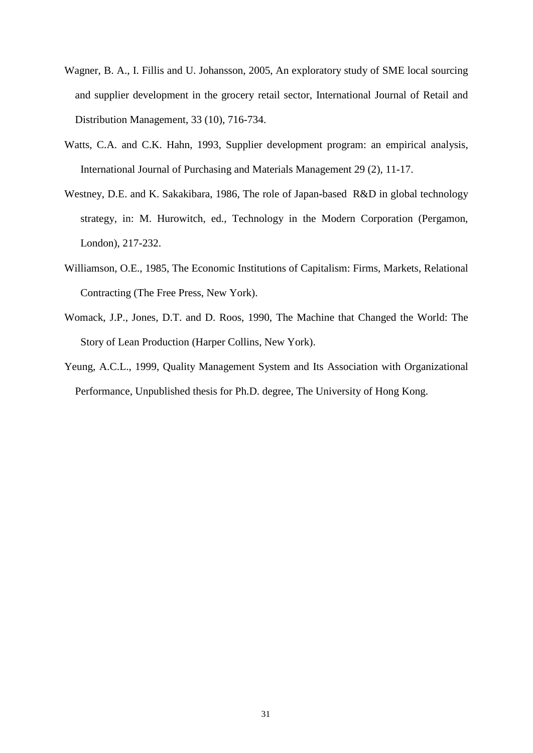Wagner, B. A., I. Fillis and U. Johansson, 2005, An exploratory study of SME local sourcing and supplier development in the grocery retail sector, International Journal of Retail and Distribution Management, 33 (10), 716-734.

Watts, C.A. and C.K. Hahn, 1993, Supplier development program: an empirical analysis, International Journal of Purchasing and Materials Management 29 (2), 11-17.

Westney, D.E. and K. Sakakibara, 1986, The role of Japan-based R&D in global technology strategy, in: M. Hurowitch, ed., Technology in the Modern Corporation (Pergamon, London), 217-232.

Williamson, O.E., 1985, The Economic Institutions of Capitalism: Firms, Markets, Relational Contracting (The Free Press, New York).

Womack, J.P., Jones, D.T. and D. Roos, 1990, The Machine that Changed the World: The Story of Lean Production (Harper Collins, New York).

Yeung, A.C.L., 1999, Quality Management System and Its Association with Organizational Performance, Unpublished thesis for Ph.D. degree, The University of Hong Kong.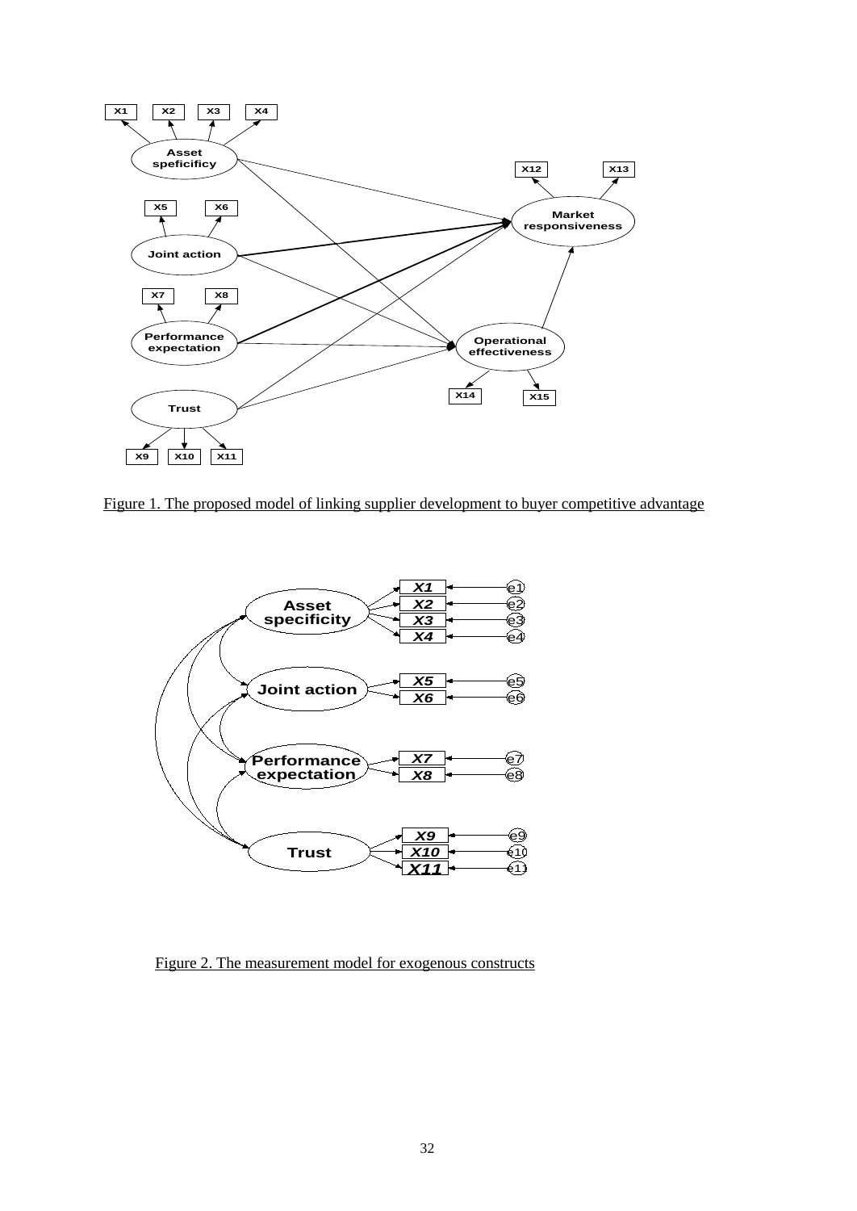Figure 1. The proposed model of linking supplier development to buyer competitive advantage

Figure 2. The measurement model for exogenous constructs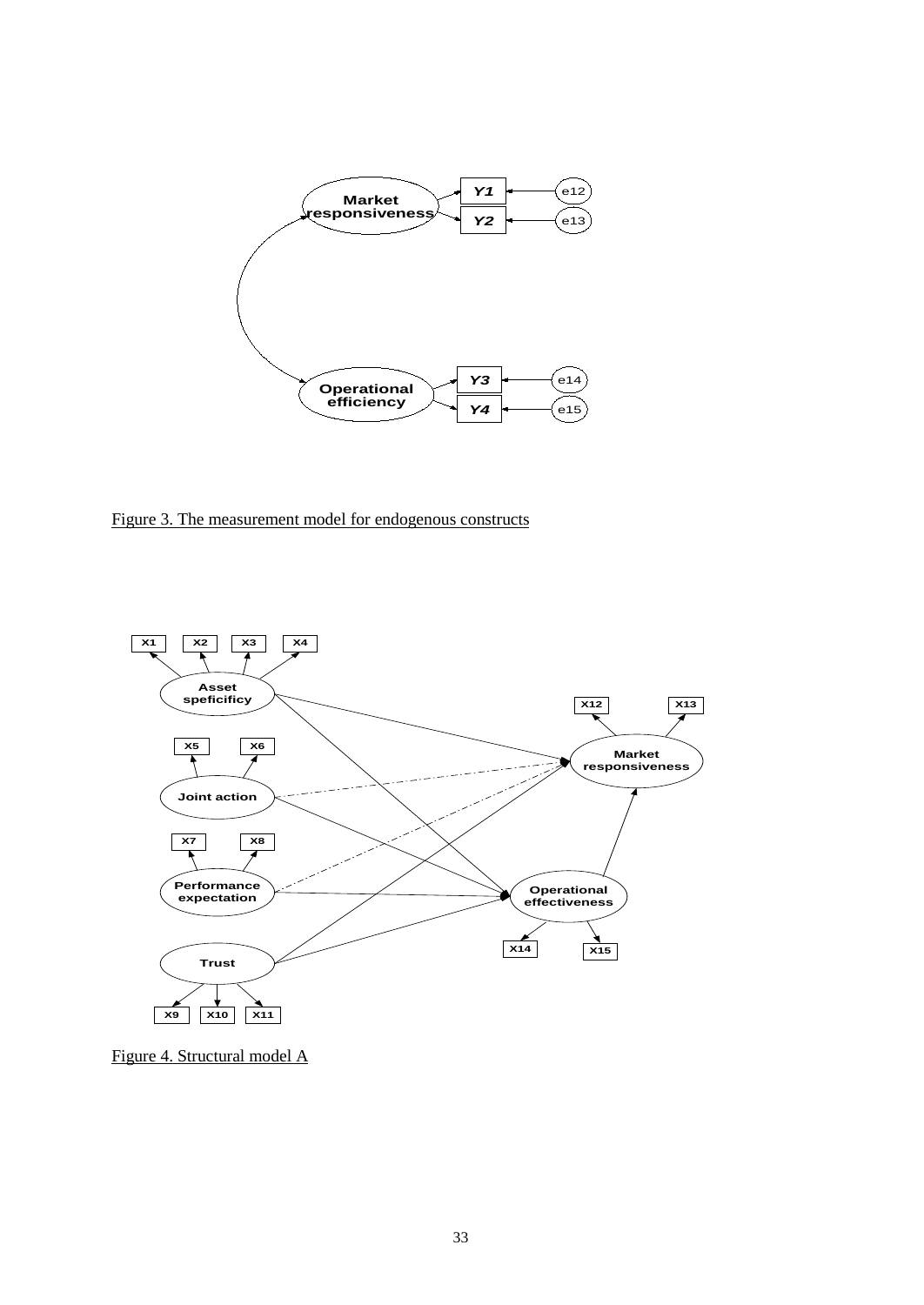Figure 3. The measurement model for endogenous constructs

Figure 4. Structural model A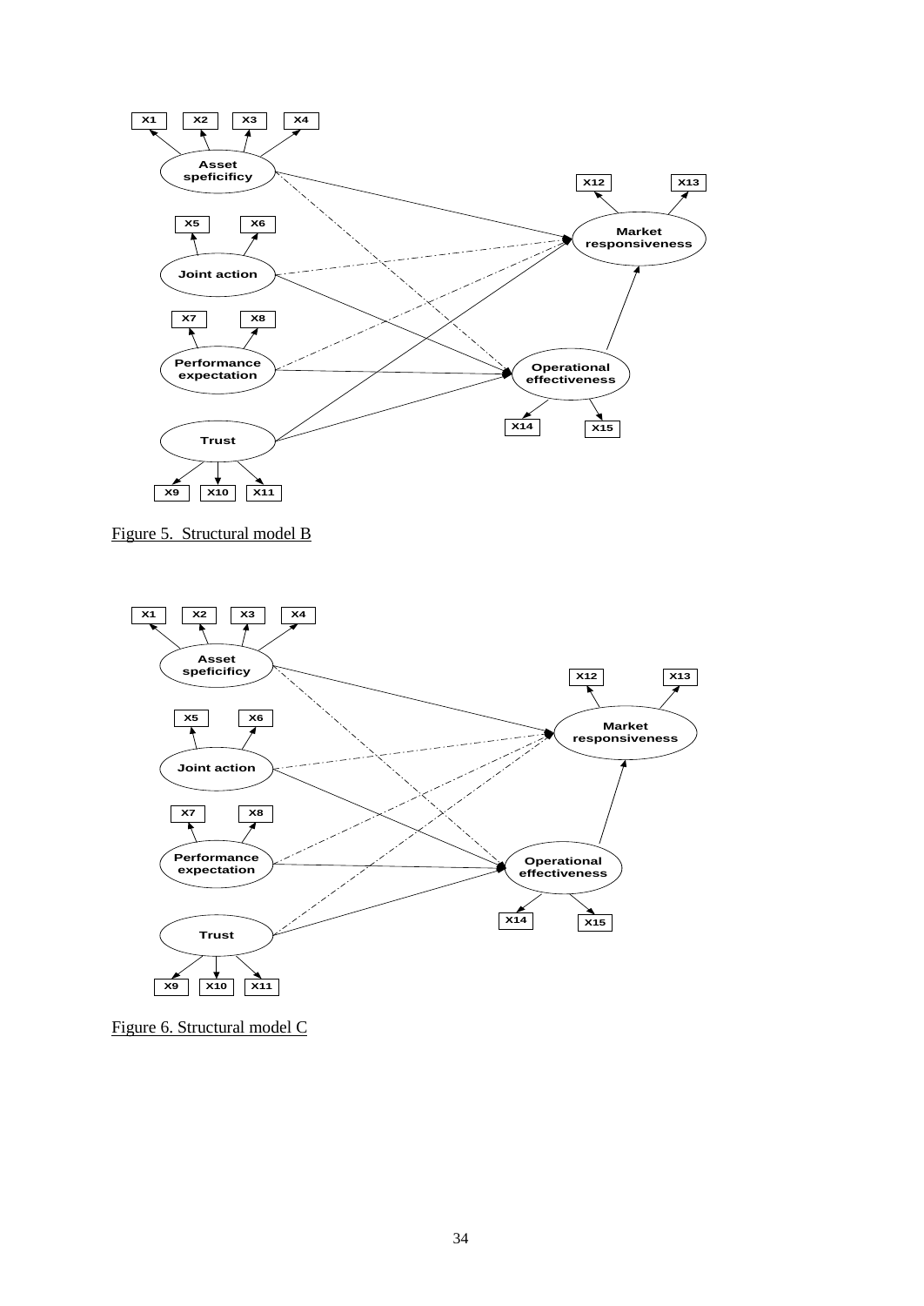Figure 5. Structural model B

Figure 6. Structural model C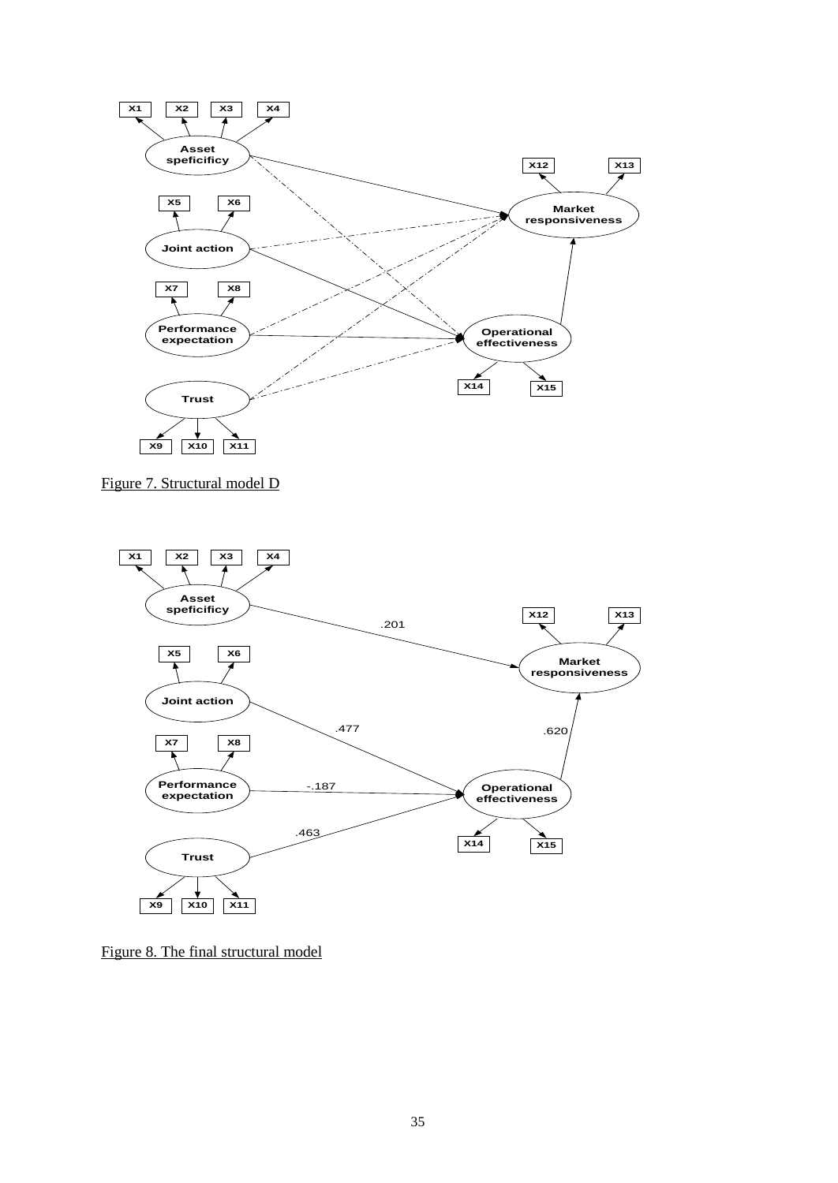Figure 7. Structural model D

Figure 8. The final structural model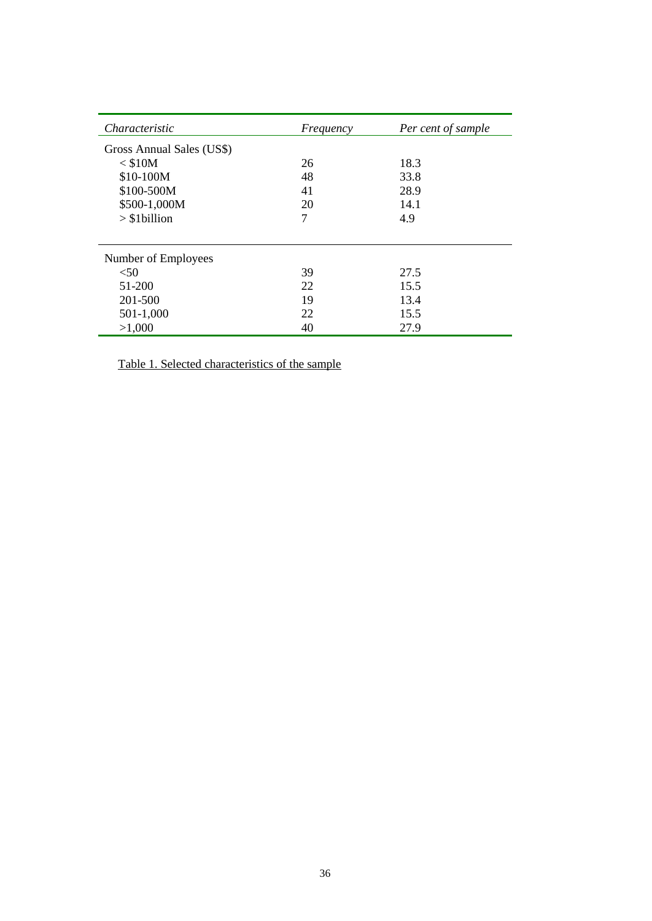| *Characteristic* | *Frequency* | *Per cent of sample* |
|---|---|---|
| Gross Annual Sales (US$) | | |
| < $10M | 26 | 18.3 |
| $10-100M | 48 | 33.8 |
| $100-500M | 41 | 28.9 |
| $500-1,000M | 20 | 14.1 |
| > $1billion | 7 | 4.9 |
| Number of Employees | | |
| <50 | 39 | 27.5 |
| 51-200 | 22 | 15.5 |
| 201-500 | 19 | 13.4 |
| 501-1,000 | 22 | 15.5 |
| >1,000 | 40 | 27.9 |

Table 1. Selected characteristics of the sample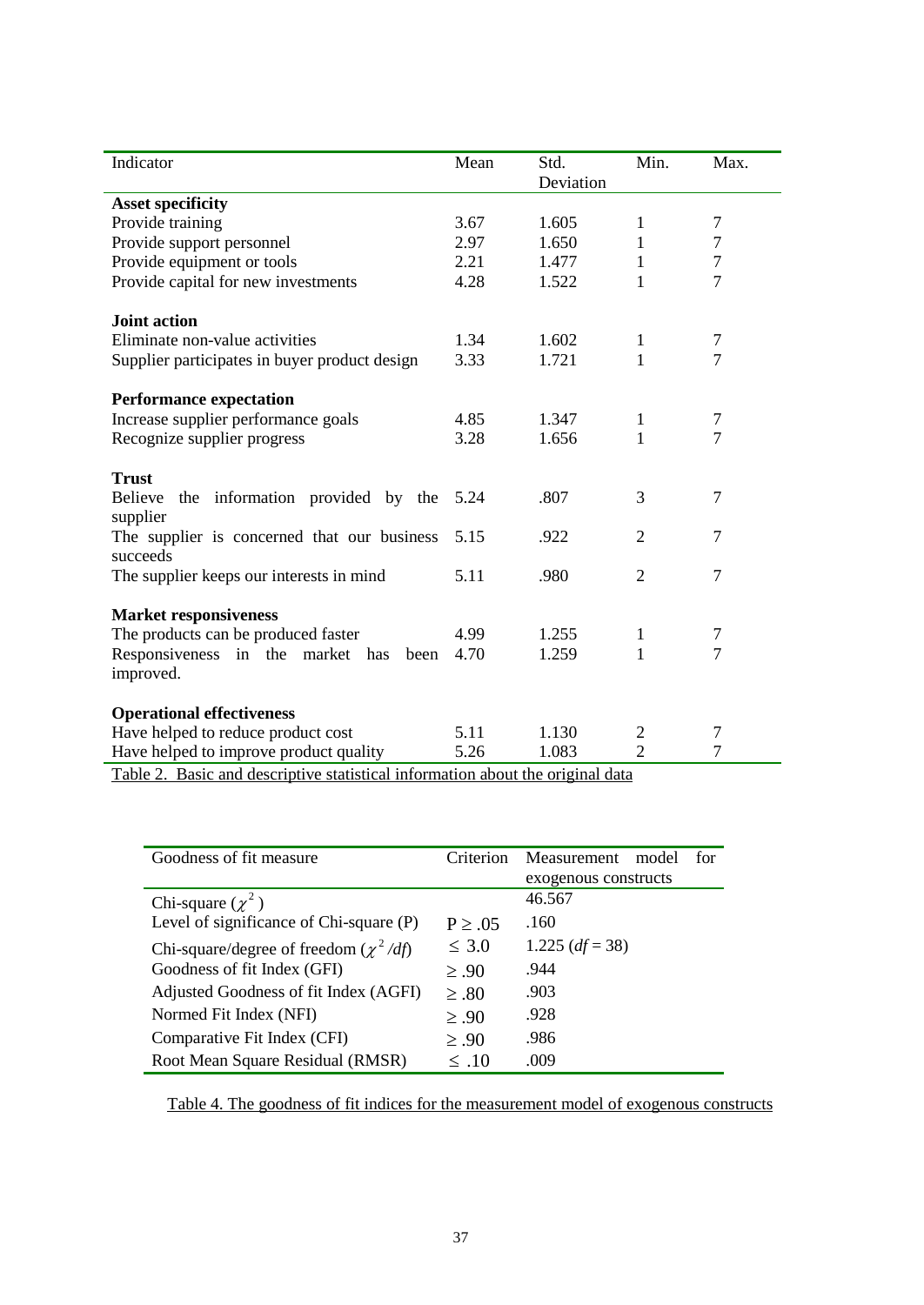| Indicator | Mean | Std. Deviation | Min. | Max. |
|---|---|---|---|---|
| **Asset specificity** | | | | |
| Provide training | 3.67 | 1.605 | 1 | 7 |
| Provide support personnel | 2.97 | 1.650 | 1 | 7 |
| Provide equipment or tools | 2.21 | 1.477 | 1 | 7 |
| Provide capital for new investments | 4.28 | 1.522 | 1 | 7 |
| **Joint action** | | | | |
| Eliminate non-value activities | 1.34 | 1.602 | 1 | 7 |
| Supplier participates in buyer product design | 3.33 | 1.721 | 1 | 7 |
| **Performance expectation** | | | | |
| Increase supplier performance goals | 4.85 | 1.347 | 1 | 7 |
| Recognize supplier progress | 3.28 | 1.656 | 1 | 7 |
| **Trust** | | | | |
| Believe the information provided by the supplier | 5.24 | .807 | 3 | 7 |
| The supplier is concerned that our business succeeds | 5.15 | .922 | 2 | 7 |
| The supplier keeps our interests in mind | 5.11 | .980 | 2 | 7 |
| **Market responsiveness** | | | | |
| The products can be produced faster | 4.99 | 1.255 | 1 | 7 |
| Responsiveness in the market has been improved. | 4.70 | 1.259 | 1 | 7 |
| **Operational effectiveness** | | | | |
| Have helped to reduce product cost | 5.11 | 1.130 | 2 | 7 |
| Have helped to improve product quality | 5.26 | 1.083 | 2 | 7 |

Table 2. Basic and descriptive statistical information about the original data

| Goodness of fit measure | Criterion | Measurement model for exogenous constructs |
|---|---|---|
| Chi-square ($\chi^2$) | | 46.567 |
| Level of significance of Chi-square (P) | $P \geq .05$ | .160 |
| Chi-square/degree of freedom ($\chi^2/df$) | $\leq 3.0$ | 1.225 ($df = 38$) |
| Goodness of fit Index (GFI) | $\geq .90$ | .944 |
| Adjusted Goodness of fit Index (AGFI) | $\geq .80$ | .903 |
| Normed Fit Index (NFI) | $\geq .90$ | .928 |
| Comparative Fit Index (CFI) | $\geq .90$ | .986 |
| Root Mean Square Residual (RMSR) | $\leq .10$ | .009 |

Table 4. The goodness of fit indices for the measurement model of exogenous constructs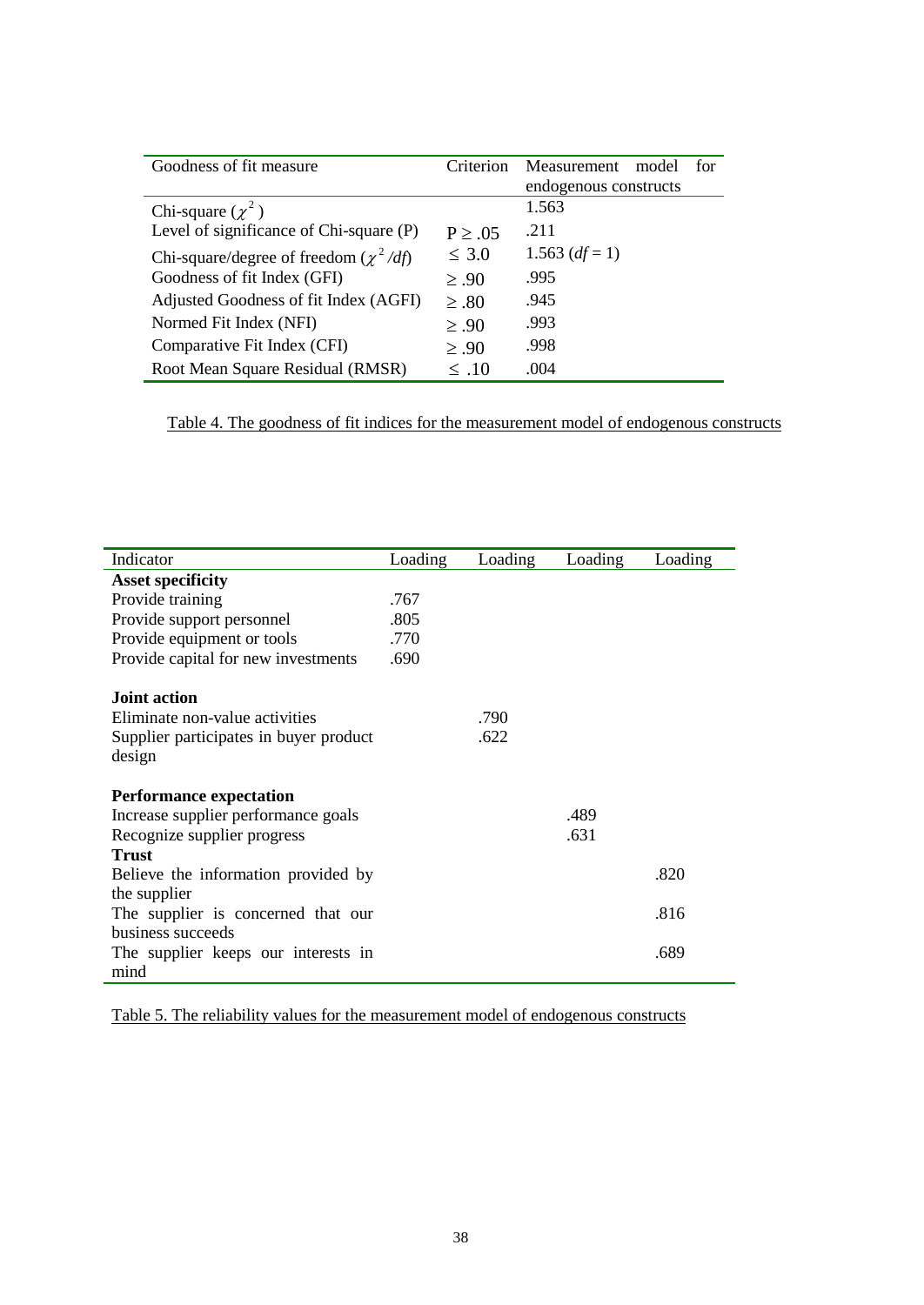| Goodness of fit measure | Criterion | Measurement model for endogenous constructs |
|---|---|---|
| Chi-square ($\chi^2$) | | 1.563 |
| Level of significance of Chi-square (P) | P ≥ .05 | .211 |
| Chi-square/degree of freedom ($\chi^2/df$) | ≤ 3.0 | 1.563 ($df$ = 1) |
| Goodness of fit Index (GFI) | ≥ .90 | .995 |
| Adjusted Goodness of fit Index (AGFI) | ≥ .80 | .945 |
| Normed Fit Index (NFI) | ≥ .90 | .993 |
| Comparative Fit Index (CFI) | ≥ .90 | .998 |
| Root Mean Square Residual (RMSR) | ≤ .10 | .004 |

Table 4. The goodness of fit indices for the measurement model of endogenous constructs

| Indicator | Loading | Loading | Loading | Loading |
|---|---|---|---|---|
| **Asset specificity** | | | | |
| Provide training | .767 | | | |
| Provide support personnel | .805 | | | |
| Provide equipment or tools | .770 | | | |
| Provide capital for new investments | .690 | | | |
| **Joint action** | | | | |
| Eliminate non-value activities | | .790 | | |
| Supplier participates in buyer product design | | .622 | | |
| **Performance expectation** | | | | |
| Increase supplier performance goals | | | .489 | |
| Recognize supplier progress | | | .631 | |
| **Trust** | | | | |
| Believe the information provided by the supplier | | | | .820 |
| The supplier is concerned that our business succeeds | | | | .816 |
| The supplier keeps our interests in mind | | | | .689 |

Table 5. The reliability values for the measurement model of endogenous constructs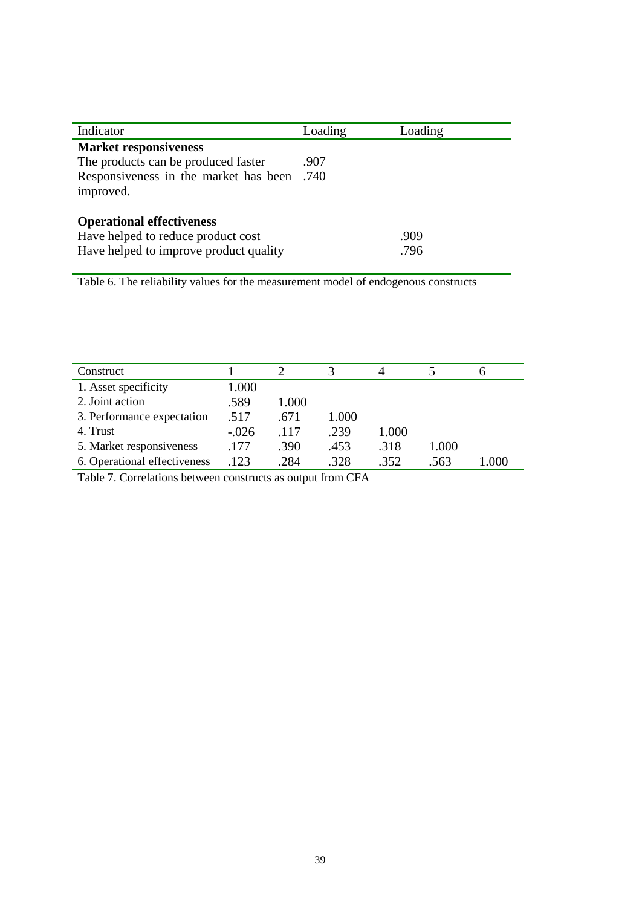| Indicator | Loading | Loading |
|---|---|---|
| **Market responsiveness** | | |
| The products can be produced faster | .907 | |
| Responsiveness in the market has been improved. | .740 | |
| **Operational effectiveness** | | |
| Have helped to reduce product cost | | .909 |
| Have helped to improve product quality | | .796 |

Table 6. The reliability values for the measurement model of endogenous constructs

| Construct | 1 | 2 | 3 | 4 | 5 | 6 |
|---|---|---|---|---|---|---|
| 1. Asset specificity | 1.000 | | | | | |
| 2. Joint action | .589 | 1.000 | | | | |
| 3. Performance expectation | .517 | .671 | 1.000 | | | |
| 4. Trust | -.026 | .117 | .239 | 1.000 | | |
| 5. Market responsiveness | .177 | .390 | .453 | .318 | 1.000 | |
| 6. Operational effectiveness | .123 | .284 | .328 | .352 | .563 | 1.000 |

Table 7. Correlations between constructs as output from CFA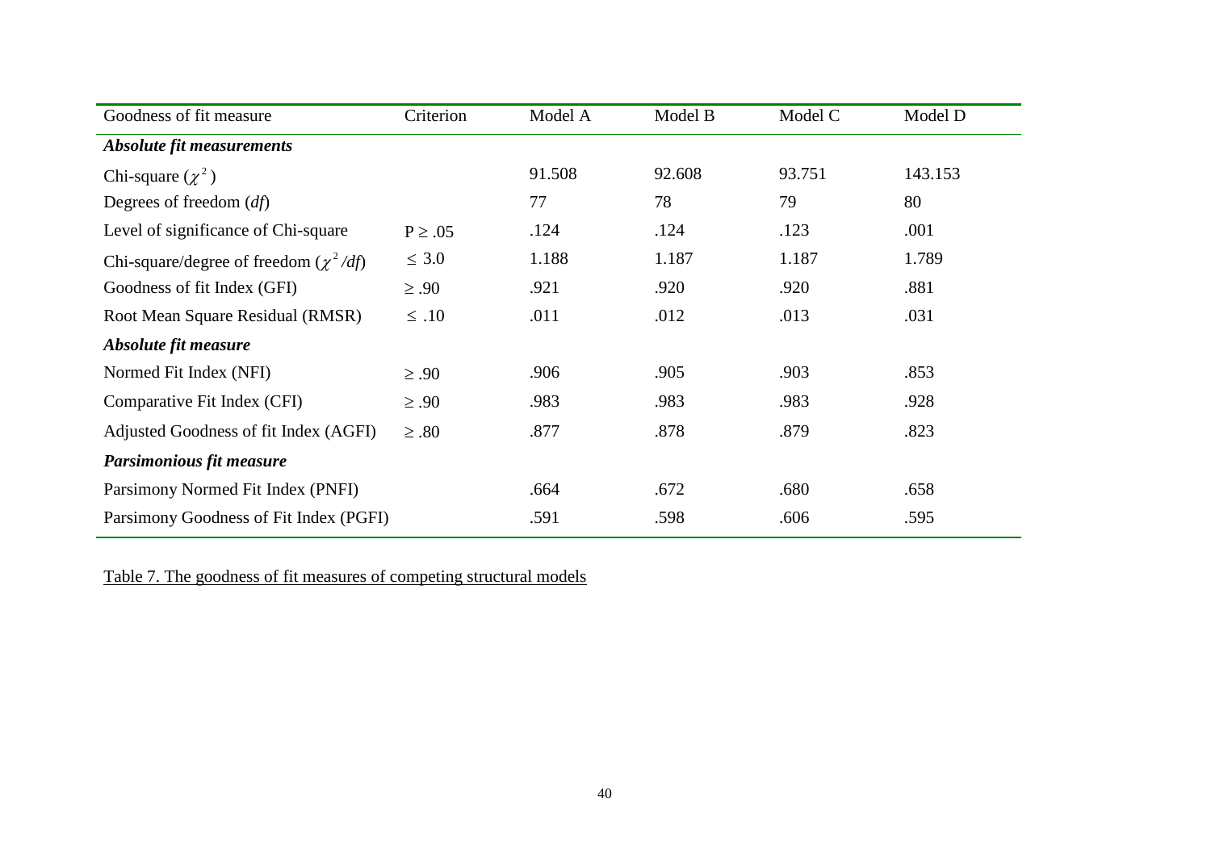| Goodness of fit measure | Criterion | Model A | Model B | Model C | Model D |
|---|---|---|---|---|---|
| ***Absolute fit measurements*** | | | | | |
| Chi-square ($\chi^2$) | | 91.508 | 92.608 | 93.751 | 143.153 |
| Degrees of freedom (*df*) | | 77 | 78 | 79 | 80 |
| Level of significance of Chi-square | $P \geq .05$ | .124 | .124 | .123 | .001 |
| Chi-square/degree of freedom ($\chi^2/df$) | $\leq 3.0$ | 1.188 | 1.187 | 1.187 | 1.789 |
| Goodness of fit Index (GFI) | $\geq .90$ | .921 | .920 | .920 | .881 |
| Root Mean Square Residual (RMSR) | $\leq .10$ | .011 | .012 | .013 | .031 |
| ***Absolute fit measure*** | | | | | |
| Normed Fit Index (NFI) | $\geq .90$ | .906 | .905 | .903 | .853 |
| Comparative Fit Index (CFI) | $\geq .90$ | .983 | .983 | .983 | .928 |
| Adjusted Goodness of fit Index (AGFI) | $\geq .80$ | .877 | .878 | .879 | .823 |
| ***Parsimonious fit measure*** | | | | | |
| Parsimony Normed Fit Index (PNFI) | | .664 | .672 | .680 | .658 |
| Parsimony Goodness of Fit Index (PGFI) | | .591 | .598 | .606 | .595 |

Table 7. The goodness of fit measures of competing structural models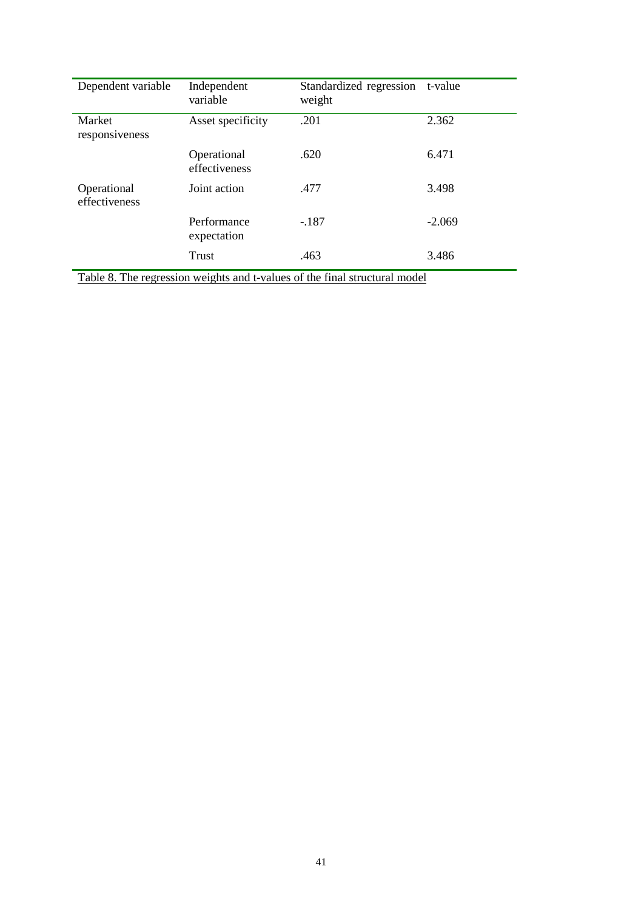| Dependent variable | Independent variable | Standardized regression weight | t-value |
|---|---|---|---|
| Market responsiveness | Asset specificity | .201 | 2.362 |
| | Operational effectiveness | .620 | 6.471 |
| Operational effectiveness | Joint action | .477 | 3.498 |
| | Performance expectation | -.187 | -2.069 |
| | Trust | .463 | 3.486 |

Table 8. The regression weights and t-values of the final structural model